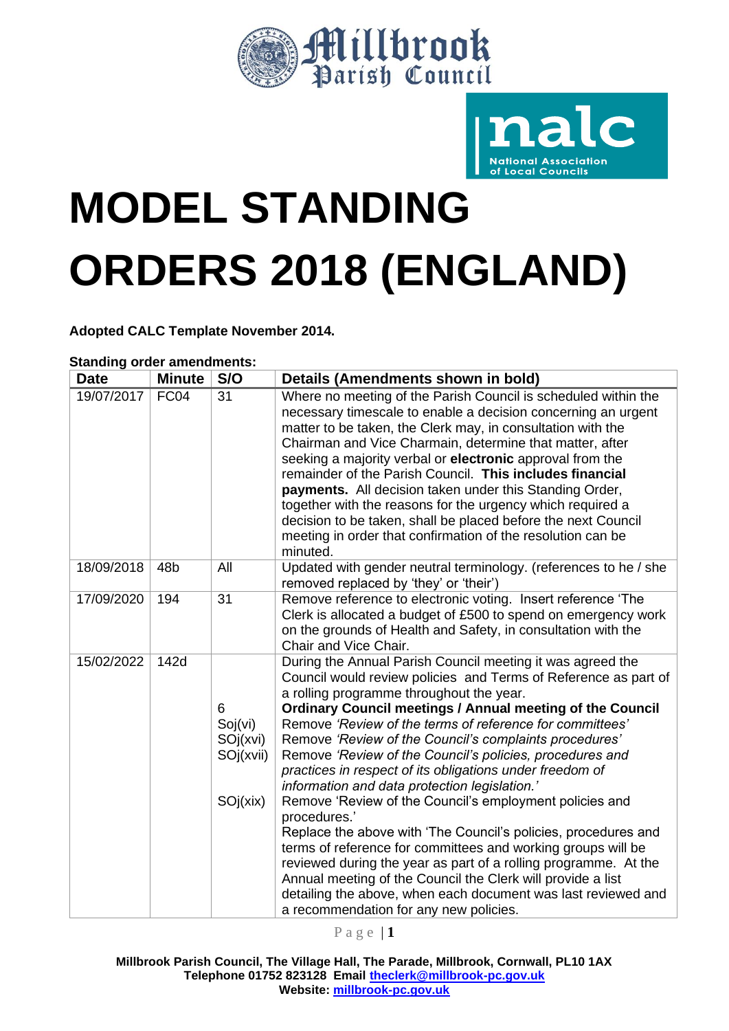Millbrook Parish Council

nalc National Association of Local Councils

# MODEL STANDING ORDERS 2018 (ENGLAND)

**Adopted CALC Template November 2014.**

**Standing order amendments:**

| Date | Minute | S/O | Details (Amendments shown in bold) |
|---|---|---|---|
| 19/07/2017 | FC04 | 31 | Where no meeting of the Parish Council is scheduled within the necessary timescale to enable a decision concerning an urgent matter to be taken, the Clerk may, in consultation with the Chairman and Vice Charmain, determine that matter, after seeking a majority verbal or **electronic** approval from the remainder of the Parish Council. **This includes financial payments.** All decision taken under this Standing Order, together with the reasons for the urgency which required a decision to be taken, shall be placed before the next Council meeting in order that confirmation of the resolution can be minuted. |
| 18/09/2018 | 48b | All | Updated with gender neutral terminology. (references to he / she removed replaced by 'they' or 'their') |
| 17/09/2020 | 194 | 31 | Remove reference to electronic voting. Insert reference 'The Clerk is allocated a budget of £500 to spend on emergency work on the grounds of Health and Safety, in consultation with the Chair and Vice Chair. |
| 15/02/2022 | 142d | 6<br>Soj(vi)<br>SOj(xvi)<br>SOj(xvii)<br><br>SOj(xix) | During the Annual Parish Council meeting it was agreed the Council would review policies and Terms of Reference as part of a rolling programme throughout the year.<br>**Ordinary Council meetings / Annual meeting of the Council**<br>Remove *'Review of the terms of reference for committees'*<br>Remove *'Review of the Council's complaints procedures'*<br>Remove *'Review of the Council's policies, procedures and practices in respect of its obligations under freedom of information and data protection legislation.'*<br>Remove 'Review of the Council's employment policies and procedures.'<br>Replace the above with 'The Council's policies, procedures and terms of reference for committees and working groups will be reviewed during the year as part of a rolling programme. At the Annual meeting of the Council the Clerk will provide a list detailing the above, when each document was last reviewed and a recommendation for any new policies. |

**Millbrook Parish Council, The Village Hall, The Parade, Millbrook, Cornwall, PL10 1AX**
**Telephone 01752 823128 Email theclerk@millbrook-pc.gov.uk**
**Website: millbrook-pc.gov.uk**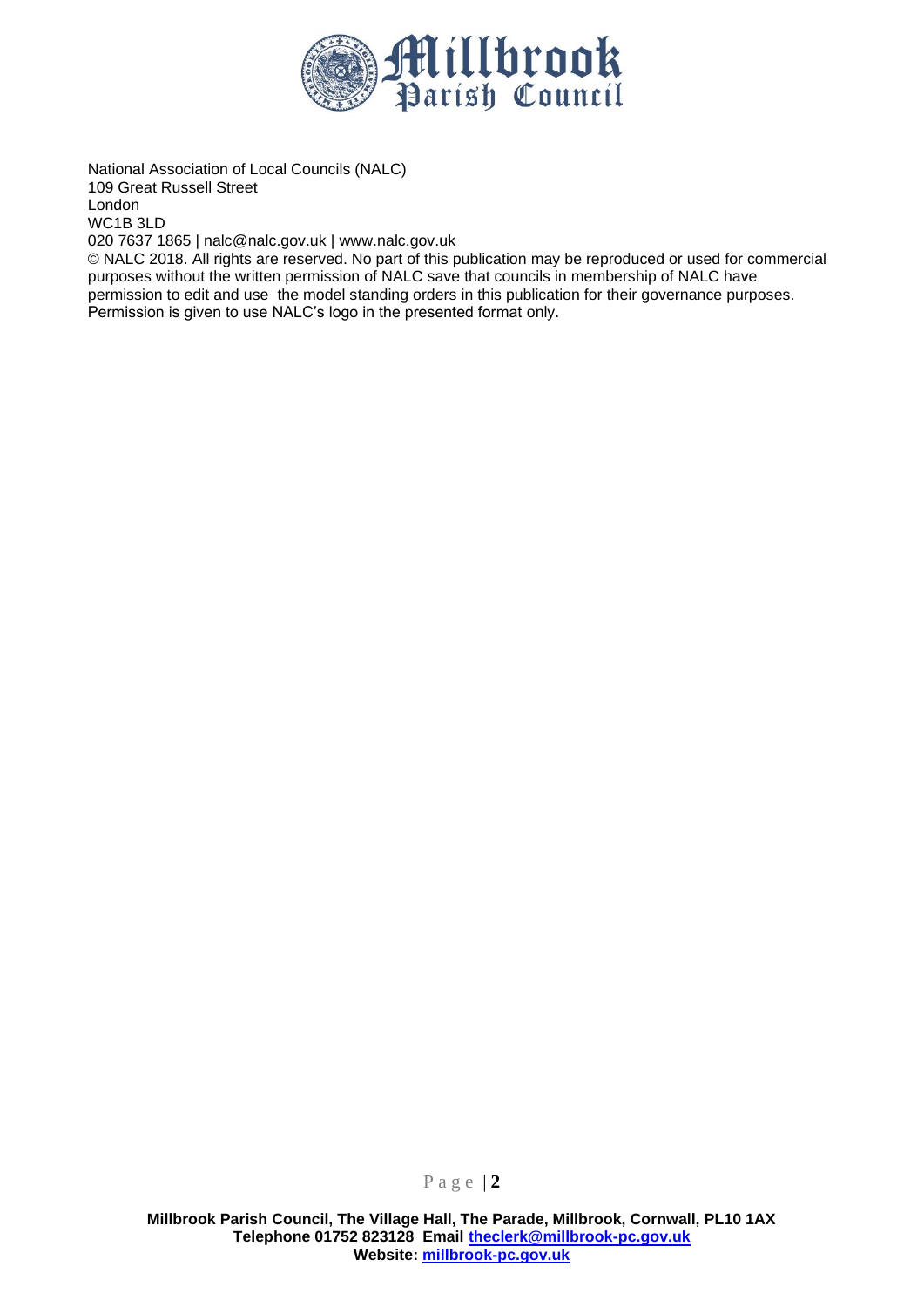National Association of Local Councils (NALC)
109 Great Russell Street
London
WC1B 3LD
020 7637 1865 | nalc@nalc.gov.uk | www.nalc.gov.uk

© NALC 2018. All rights are reserved. No part of this publication may be reproduced or used for commercial purposes without the written permission of NALC save that councils in membership of NALC have permission to edit and use the model standing orders in this publication for their governance purposes. Permission is given to use NALC's logo in the presented format only.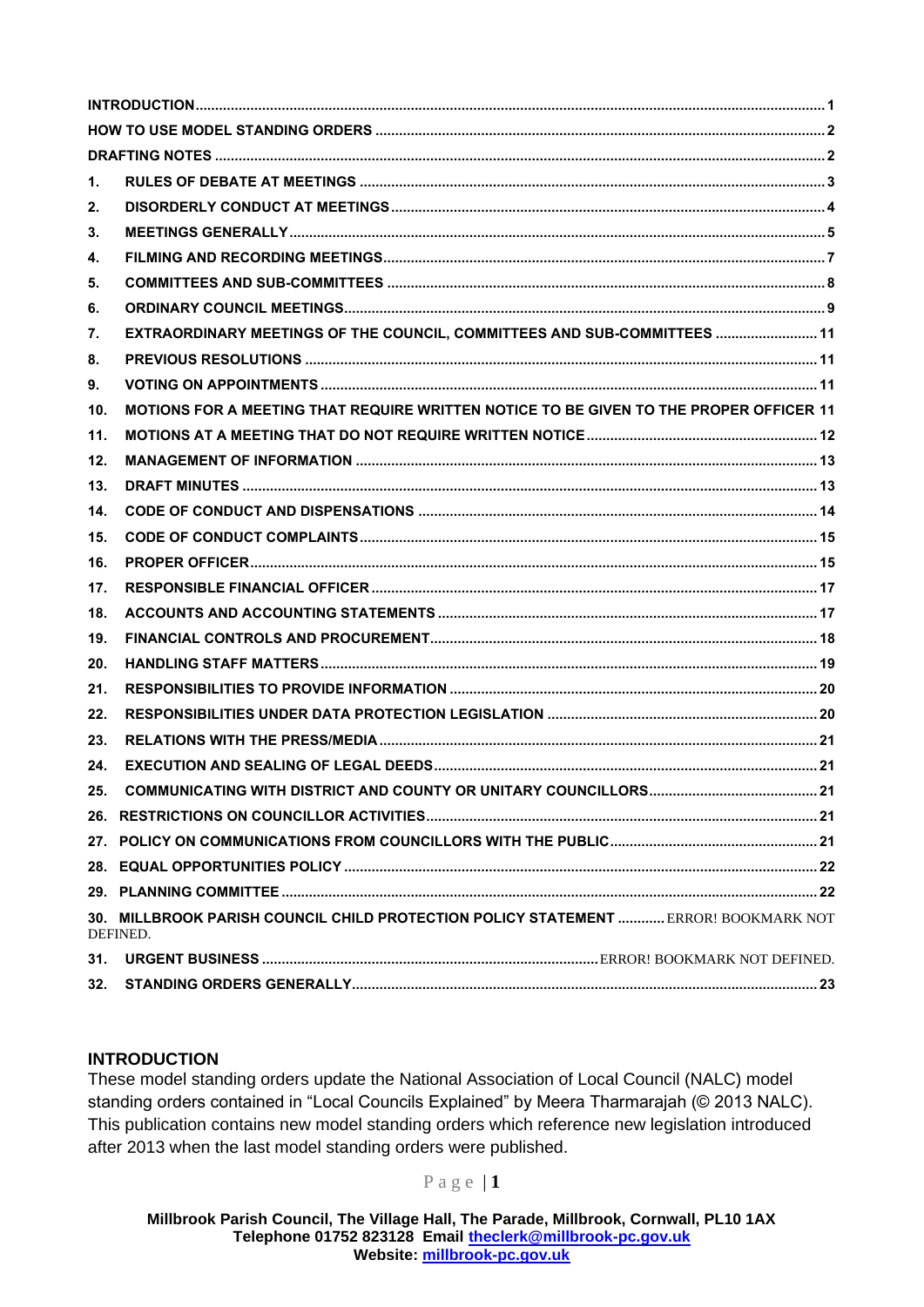| | | |
|---|---|---|
| **INTRODUCTION** | | **1** |
| **HOW TO USE MODEL STANDING ORDERS** | | **2** |
| **DRAFTING NOTES** | | **2** |
| **1.** | **RULES OF DEBATE AT MEETINGS** | **3** |
| **2.** | **DISORDERLY CONDUCT AT MEETINGS** | **4** |
| **3.** | **MEETINGS GENERALLY** | **5** |
| **4.** | **FILMING AND RECORDING MEETINGS** | **7** |
| **5.** | **COMMITTEES AND SUB-COMMITTEES** | **8** |
| **6.** | **ORDINARY COUNCIL MEETINGS** | **9** |
| **7.** | **EXTRAORDINARY MEETINGS OF THE COUNCIL, COMMITTEES AND SUB-COMMITTEES** | **11** |
| **8.** | **PREVIOUS RESOLUTIONS** | **11** |
| **9.** | **VOTING ON APPOINTMENTS** | **11** |
| **10.** | **MOTIONS FOR A MEETING THAT REQUIRE WRITTEN NOTICE TO BE GIVEN TO THE PROPER OFFICER** | **11** |
| **11.** | **MOTIONS AT A MEETING THAT DO NOT REQUIRE WRITTEN NOTICE** | **12** |
| **12.** | **MANAGEMENT OF INFORMATION** | **13** |
| **13.** | **DRAFT MINUTES** | **13** |
| **14.** | **CODE OF CONDUCT AND DISPENSATIONS** | **14** |
| **15.** | **CODE OF CONDUCT COMPLAINTS** | **15** |
| **16.** | **PROPER OFFICER** | **15** |
| **17.** | **RESPONSIBLE FINANCIAL OFFICER** | **17** |
| **18.** | **ACCOUNTS AND ACCOUNTING STATEMENTS** | **17** |
| **19.** | **FINANCIAL CONTROLS AND PROCUREMENT** | **18** |
| **20.** | **HANDLING STAFF MATTERS** | **19** |
| **21.** | **RESPONSIBILITIES TO PROVIDE INFORMATION** | **20** |
| **22.** | **RESPONSIBILITIES UNDER DATA PROTECTION LEGISLATION** | **20** |
| **23.** | **RELATIONS WITH THE PRESS/MEDIA** | **21** |
| **24.** | **EXECUTION AND SEALING OF LEGAL DEEDS** | **21** |
| **25.** | **COMMUNICATING WITH DISTRICT AND COUNTY OR UNITARY COUNCILLORS** | **21** |
| **26.** | **RESTRICTIONS ON COUNCILLOR ACTIVITIES** | **21** |
| **27.** | **POLICY ON COMMUNICATIONS FROM COUNCILLORS WITH THE PUBLIC** | **21** |
| **28.** | **EQUAL OPPORTUNITIES POLICY** | **22** |
| **29.** | **PLANNING COMMITTEE** | **22** |
| **30.** | **MILLBROOK PARISH COUNCIL CHILD PROTECTION POLICY STATEMENT** | ERROR! BOOKMARK NOT DEFINED. |
| **31.** | **URGENT BUSINESS** | ERROR! BOOKMARK NOT DEFINED. |
| **32.** | **STANDING ORDERS GENERALLY** | **23** |

## INTRODUCTION

These model standing orders update the National Association of Local Council (NALC) model standing orders contained in "Local Councils Explained" by Meera Tharmarajah (© 2013 NALC). This publication contains new model standing orders which reference new legislation introduced after 2013 when the last model standing orders were published.

Millbrook Parish Council, The Village Hall, The Parade, Millbrook, Cornwall, PL10 1AX
Telephone 01752 823128 Email theclerk@millbrook-pc.gov.uk
Website: millbrook-pc.gov.uk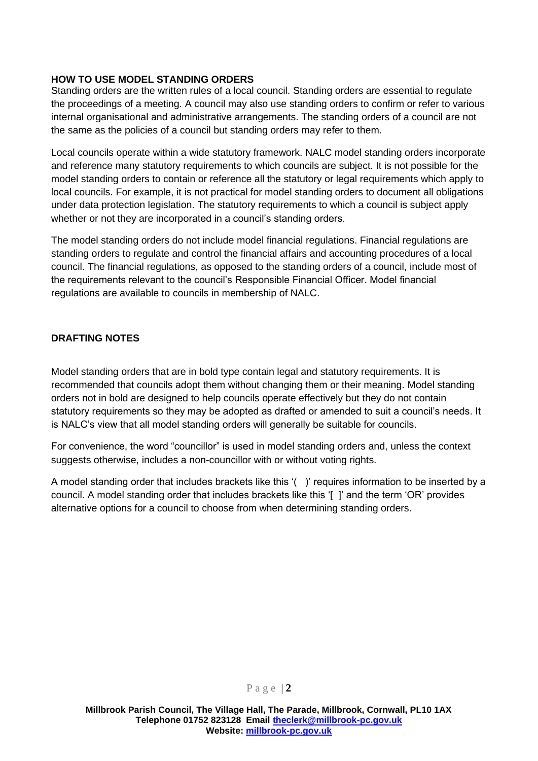## HOW TO USE MODEL STANDING ORDERS

Standing orders are the written rules of a local council. Standing orders are essential to regulate the proceedings of a meeting. A council may also use standing orders to confirm or refer to various internal organisational and administrative arrangements. The standing orders of a council are not the same as the policies of a council but standing orders may refer to them.

Local councils operate within a wide statutory framework. NALC model standing orders incorporate and reference many statutory requirements to which councils are subject. It is not possible for the model standing orders to contain or reference all the statutory or legal requirements which apply to local councils. For example, it is not practical for model standing orders to document all obligations under data protection legislation. The statutory requirements to which a council is subject apply whether or not they are incorporated in a council's standing orders.

The model standing orders do not include model financial regulations. Financial regulations are standing orders to regulate and control the financial affairs and accounting procedures of a local council. The financial regulations, as opposed to the standing orders of a council, include most of the requirements relevant to the council's Responsible Financial Officer. Model financial regulations are available to councils in membership of NALC.

## DRAFTING NOTES

Model standing orders that are in bold type contain legal and statutory requirements. It is recommended that councils adopt them without changing them or their meaning. Model standing orders not in bold are designed to help councils operate effectively but they do not contain statutory requirements so they may be adopted as drafted or amended to suit a council's needs. It is NALC's view that all model standing orders will generally be suitable for councils.

For convenience, the word "councillor" is used in model standing orders and, unless the context suggests otherwise, includes a non-councillor with or without voting rights.

A model standing order that includes brackets like this '( )' requires information to be inserted by a council. A model standing order that includes brackets like this '[ ]' and the term 'OR' provides alternative options for a council to choose from when determining standing orders.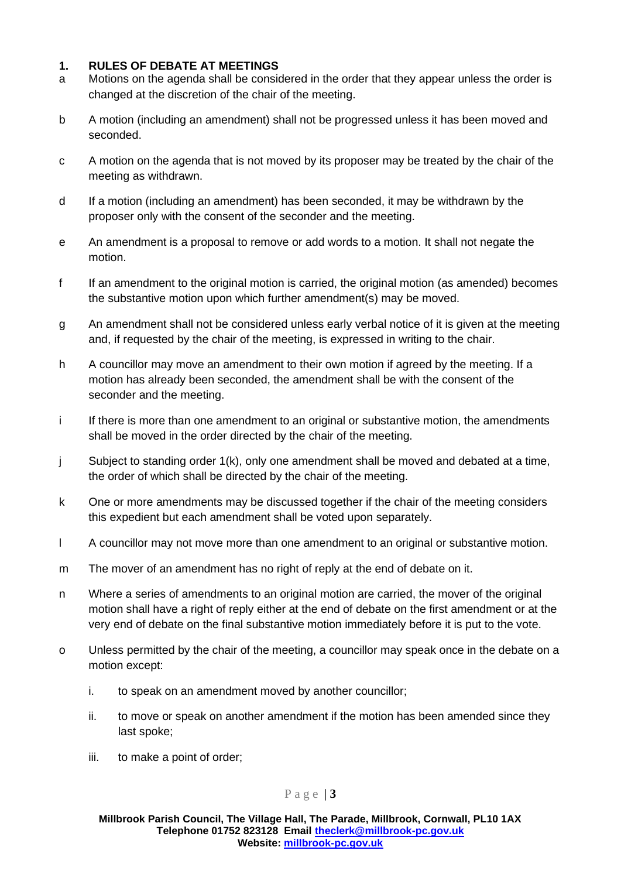## 1. RULES OF DEBATE AT MEETINGS

a Motions on the agenda shall be considered in the order that they appear unless the order is changed at the discretion of the chair of the meeting.

b A motion (including an amendment) shall not be progressed unless it has been moved and seconded.

c A motion on the agenda that is not moved by its proposer may be treated by the chair of the meeting as withdrawn.

d If a motion (including an amendment) has been seconded, it may be withdrawn by the proposer only with the consent of the seconder and the meeting.

e An amendment is a proposal to remove or add words to a motion. It shall not negate the motion.

f If an amendment to the original motion is carried, the original motion (as amended) becomes the substantive motion upon which further amendment(s) may be moved.

g An amendment shall not be considered unless early verbal notice of it is given at the meeting and, if requested by the chair of the meeting, is expressed in writing to the chair.

h A councillor may move an amendment to their own motion if agreed by the meeting. If a motion has already been seconded, the amendment shall be with the consent of the seconder and the meeting.

i If there is more than one amendment to an original or substantive motion, the amendments shall be moved in the order directed by the chair of the meeting.

j Subject to standing order 1(k), only one amendment shall be moved and debated at a time, the order of which shall be directed by the chair of the meeting.

k One or more amendments may be discussed together if the chair of the meeting considers this expedient but each amendment shall be voted upon separately.

l A councillor may not move more than one amendment to an original or substantive motion.

m The mover of an amendment has no right of reply at the end of debate on it.

n Where a series of amendments to an original motion are carried, the mover of the original motion shall have a right of reply either at the end of debate on the first amendment or at the very end of debate on the final substantive motion immediately before it is put to the vote.

o Unless permitted by the chair of the meeting, a councillor may speak once in the debate on a motion except:

   i. to speak on an amendment moved by another councillor;

   ii. to move or speak on another amendment if the motion has been amended since they last spoke;

   iii. to make a point of order;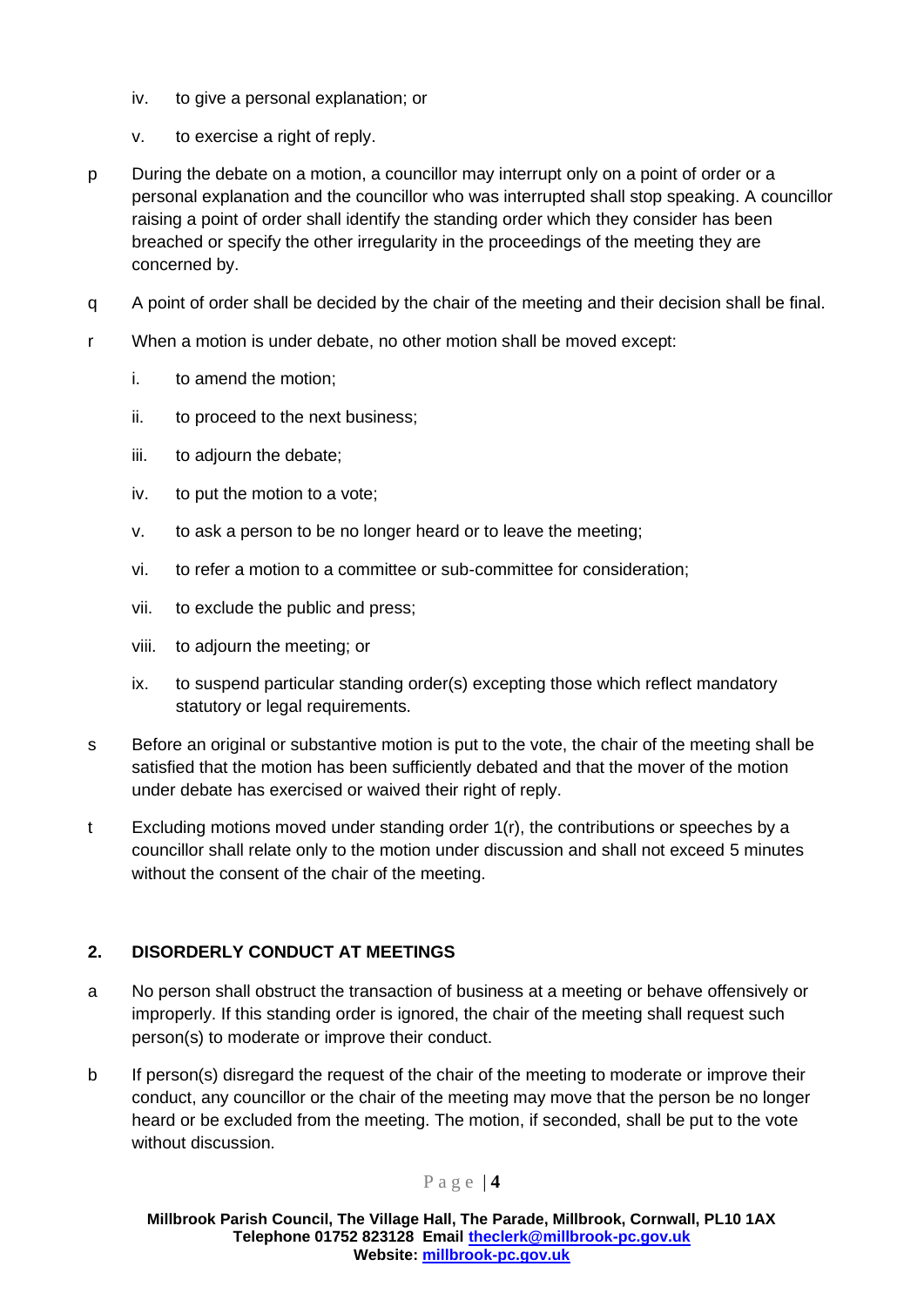iv. to give a personal explanation; or

v. to exercise a right of reply.

p During the debate on a motion, a councillor may interrupt only on a point of order or a personal explanation and the councillor who was interrupted shall stop speaking. A councillor raising a point of order shall identify the standing order which they consider has been breached or specify the other irregularity in the proceedings of the meeting they are concerned by.

q A point of order shall be decided by the chair of the meeting and their decision shall be final.

r When a motion is under debate, no other motion shall be moved except:

i. to amend the motion;

ii. to proceed to the next business;

iii. to adjourn the debate;

iv. to put the motion to a vote;

v. to ask a person to be no longer heard or to leave the meeting;

vi. to refer a motion to a committee or sub-committee for consideration;

vii. to exclude the public and press;

viii. to adjourn the meeting; or

ix. to suspend particular standing order(s) excepting those which reflect mandatory statutory or legal requirements.

s Before an original or substantive motion is put to the vote, the chair of the meeting shall be satisfied that the motion has been sufficiently debated and that the mover of the motion under debate has exercised or waived their right of reply.

t Excluding motions moved under standing order 1(r), the contributions or speeches by a councillor shall relate only to the motion under discussion and shall not exceed 5 minutes without the consent of the chair of the meeting.

## 2. DISORDERLY CONDUCT AT MEETINGS

a No person shall obstruct the transaction of business at a meeting or behave offensively or improperly. If this standing order is ignored, the chair of the meeting shall request such person(s) to moderate or improve their conduct.

b If person(s) disregard the request of the chair of the meeting to moderate or improve their conduct, any councillor or the chair of the meeting may move that the person be no longer heard or be excluded from the meeting. The motion, if seconded, shall be put to the vote without discussion.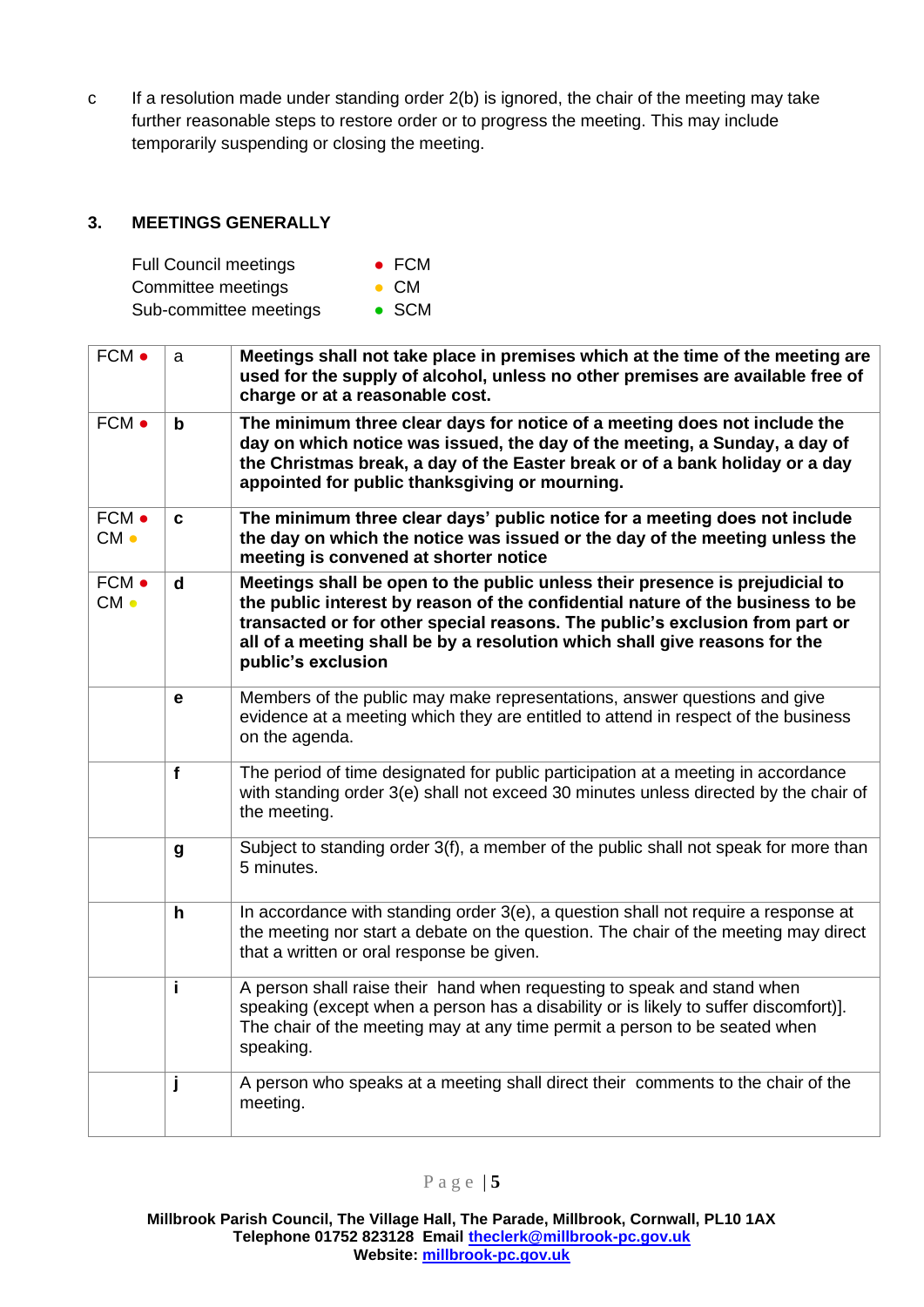c If a resolution made under standing order 2(b) is ignored, the chair of the meeting may take further reasonable steps to restore order or to progress the meeting. This may include temporarily suspending or closing the meeting.

## 3. MEETINGS GENERALLY

| | |
|---|---|
| Full Council meetings | ● FCM |
| Committee meetings | ● CM |
| Sub-committee meetings | ● SCM |

| | | |
|---|---|---|
| FCM ● | a | **Meetings shall not take place in premises which at the time of the meeting are used for the supply of alcohol, unless no other premises are available free of charge or at a reasonable cost.** |
| FCM ● | **b** | **The minimum three clear days for notice of a meeting does not include the day on which notice was issued, the day of the meeting, a Sunday, a day of the Christmas break, a day of the Easter break or of a bank holiday or a day appointed for public thanksgiving or mourning.** |
| FCM ● CM ● | **c** | **The minimum three clear days' public notice for a meeting does not include the day on which the notice was issued or the day of the meeting unless the meeting is convened at shorter notice** |
| FCM ● CM ● | **d** | **Meetings shall be open to the public unless their presence is prejudicial to the public interest by reason of the confidential nature of the business to be transacted or for other special reasons. The public's exclusion from part or all of a meeting shall be by a resolution which shall give reasons for the public's exclusion** |
| | **e** | Members of the public may make representations, answer questions and give evidence at a meeting which they are entitled to attend in respect of the business on the agenda. |
| | **f** | The period of time designated for public participation at a meeting in accordance with standing order 3(e) shall not exceed 30 minutes unless directed by the chair of the meeting. |
| | **g** | Subject to standing order 3(f), a member of the public shall not speak for more than 5 minutes. |
| | **h** | In accordance with standing order 3(e), a question shall not require a response at the meeting nor start a debate on the question. The chair of the meeting may direct that a written or oral response be given. |
| | **i** | A person shall raise their hand when requesting to speak and stand when speaking (except when a person has a disability or is likely to suffer discomfort)]. The chair of the meeting may at any time permit a person to be seated when speaking. |
| | **j** | A person who speaks at a meeting shall direct their comments to the chair of the meeting. |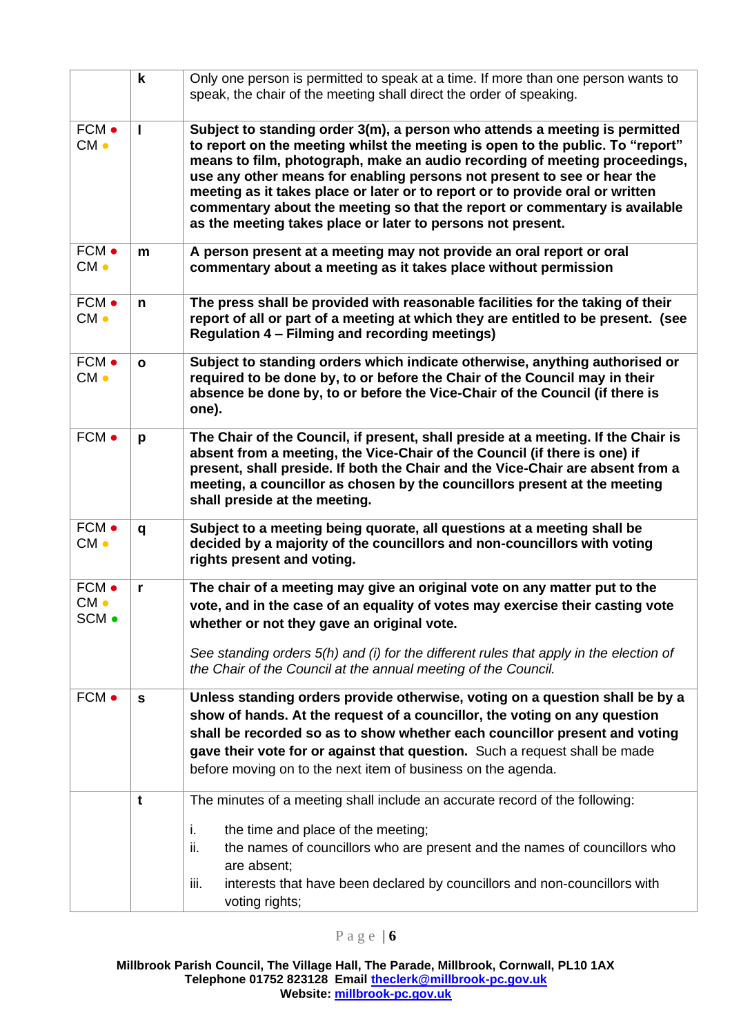| | | |
|---|---|---|
| | **k** | Only one person is permitted to speak at a time. If more than one person wants to speak, the chair of the meeting shall direct the order of speaking. |
| FCM ● CM ● | **l** | **Subject to standing order 3(m), a person who attends a meeting is permitted to report on the meeting whilst the meeting is open to the public. To "report" means to film, photograph, make an audio recording of meeting proceedings, use any other means for enabling persons not present to see or hear the meeting as it takes place or later or to report or to provide oral or written commentary about the meeting so that the report or commentary is available as the meeting takes place or later to persons not present.** |
| FCM ● CM ● | **m** | **A person present at a meeting may not provide an oral report or oral commentary about a meeting as it takes place without permission** |
| FCM ● CM ● | **n** | **The press shall be provided with reasonable facilities for the taking of their report of all or part of a meeting at which they are entitled to be present. (see Regulation 4 – Filming and recording meetings)** |
| FCM ● CM ● | **o** | **Subject to standing orders which indicate otherwise, anything authorised or required to be done by, to or before the Chair of the Council may in their absence be done by, to or before the Vice-Chair of the Council (if there is one).** |
| FCM ● | **p** | **The Chair of the Council, if present, shall preside at a meeting. If the Chair is absent from a meeting, the Vice-Chair of the Council (if there is one) if present, shall preside. If both the Chair and the Vice-Chair are absent from a meeting, a councillor as chosen by the councillors present at the meeting shall preside at the meeting.** |
| FCM ● CM ● | **q** | **Subject to a meeting being quorate, all questions at a meeting shall be decided by a majority of the councillors and non-councillors with voting rights present and voting.** |
| FCM ● CM ● SCM ● | **r** | **The chair of a meeting may give an original vote on any matter put to the vote, and in the case of an equality of votes may exercise their casting vote whether or not they gave an original vote.**<br><br>*See standing orders 5(h) and (i) for the different rules that apply in the election of the Chair of the Council at the annual meeting of the Council.* |
| FCM ● | **s** | **Unless standing orders provide otherwise, voting on a question shall be by a show of hands. At the request of a councillor, the voting on any question shall be recorded so as to show whether each councillor present and voting gave their vote for or against that question.** Such a request shall be made before moving on to the next item of business on the agenda. |
| | **t** | The minutes of a meeting shall include an accurate record of the following:<br><br>i. the time and place of the meeting;<br>ii. the names of councillors who are present and the names of councillors who are absent;<br>iii. interests that have been declared by councillors and non-councillors with voting rights; |

**Millbrook Parish Council, The Village Hall, The Parade, Millbrook, Cornwall, PL10 1AX**
**Telephone 01752 823128 Email theclerk@millbrook-pc.gov.uk**
**Website: millbrook-pc.gov.uk**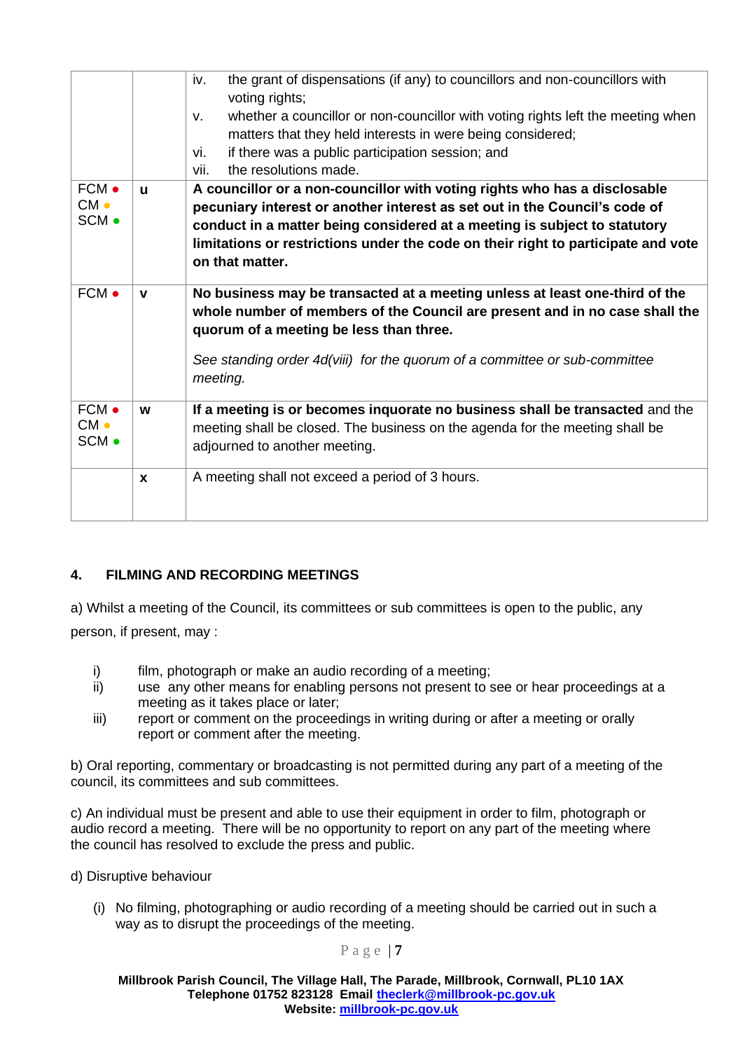| | | |
|---|---|---|
| | | iv. the grant of dispensations (if any) to councillors and non-councillors with voting rights;<br>v. whether a councillor or non-councillor with voting rights left the meeting when matters that they held interests in were being considered;<br>vi. if there was a public participation session; and<br>vii. the resolutions made. |
| FCM ●<br>CM ●<br>SCM ● | **u** | **A councillor or a non-councillor with voting rights who has a disclosable pecuniary interest or another interest as set out in the Council's code of conduct in a matter being considered at a meeting is subject to statutory limitations or restrictions under the code on their right to participate and vote on that matter.** |
| FCM ● | **v** | **No business may be transacted at a meeting unless at least one-third of the whole number of members of the Council are present and in no case shall the quorum of a meeting be less than three.**<br><br>*See standing order 4d(viii) for the quorum of a committee or sub-committee meeting.* |
| FCM ●<br>CM ●<br>SCM ● | **w** | **If a meeting is or becomes inquorate no business shall be transacted** and the meeting shall be closed. The business on the agenda for the meeting shall be adjourned to another meeting. |
| | **x** | A meeting shall not exceed a period of 3 hours. |

## 4. FILMING AND RECORDING MEETINGS

a) Whilst a meeting of the Council, its committees or sub committees is open to the public, any person, if present, may :

i) film, photograph or make an audio recording of a meeting;
ii) use any other means for enabling persons not present to see or hear proceedings at a meeting as it takes place or later;
iii) report or comment on the proceedings in writing during or after a meeting or orally report or comment after the meeting.

b) Oral reporting, commentary or broadcasting is not permitted during any part of a meeting of the council, its committees and sub committees.

c) An individual must be present and able to use their equipment in order to film, photograph or audio record a meeting. There will be no opportunity to report on any part of the meeting where the council has resolved to exclude the press and public.

d) Disruptive behaviour

(i) No filming, photographing or audio recording of a meeting should be carried out in such a way as to disrupt the proceedings of the meeting.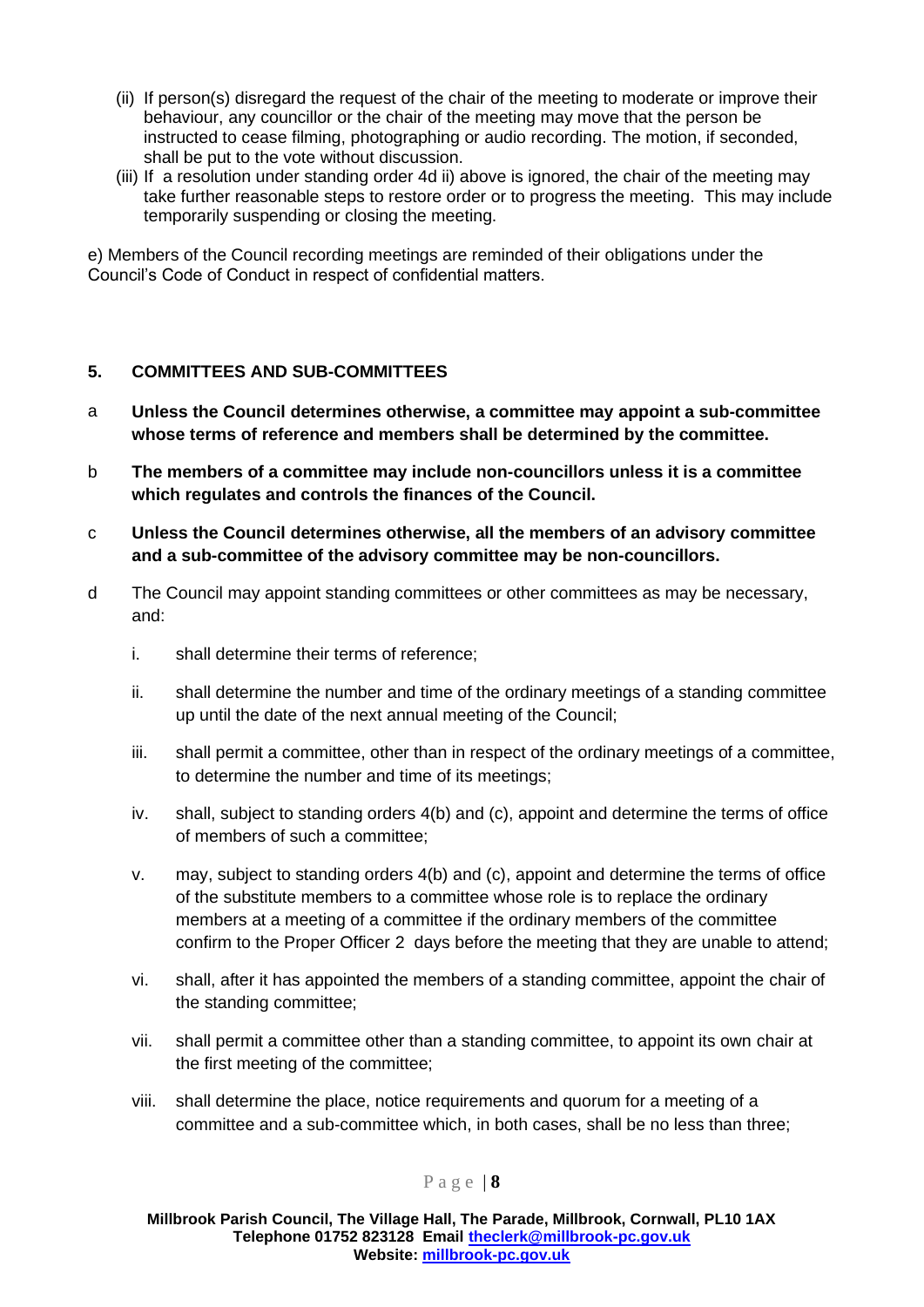(ii) If person(s) disregard the request of the chair of the meeting to moderate or improve their behaviour, any councillor or the chair of the meeting may move that the person be instructed to cease filming, photographing or audio recording. The motion, if seconded, shall be put to the vote without discussion.

(iii) If a resolution under standing order 4d ii) above is ignored, the chair of the meeting may take further reasonable steps to restore order or to progress the meeting. This may include temporarily suspending or closing the meeting.

e) Members of the Council recording meetings are reminded of their obligations under the Council's Code of Conduct in respect of confidential matters.

## 5. COMMITTEES AND SUB-COMMITTEES

a **Unless the Council determines otherwise, a committee may appoint a sub-committee whose terms of reference and members shall be determined by the committee.**

b **The members of a committee may include non-councillors unless it is a committee which regulates and controls the finances of the Council.**

c **Unless the Council determines otherwise, all the members of an advisory committee and a sub-committee of the advisory committee may be non-councillors.**

d The Council may appoint standing committees or other committees as may be necessary, and:

i. shall determine their terms of reference;

ii. shall determine the number and time of the ordinary meetings of a standing committee up until the date of the next annual meeting of the Council;

iii. shall permit a committee, other than in respect of the ordinary meetings of a committee, to determine the number and time of its meetings;

iv. shall, subject to standing orders 4(b) and (c), appoint and determine the terms of office of members of such a committee;

v. may, subject to standing orders 4(b) and (c), appoint and determine the terms of office of the substitute members to a committee whose role is to replace the ordinary members at a meeting of a committee if the ordinary members of the committee confirm to the Proper Officer 2 days before the meeting that they are unable to attend;

vi. shall, after it has appointed the members of a standing committee, appoint the chair of the standing committee;

vii. shall permit a committee other than a standing committee, to appoint its own chair at the first meeting of the committee;

viii. shall determine the place, notice requirements and quorum for a meeting of a committee and a sub-committee which, in both cases, shall be no less than three;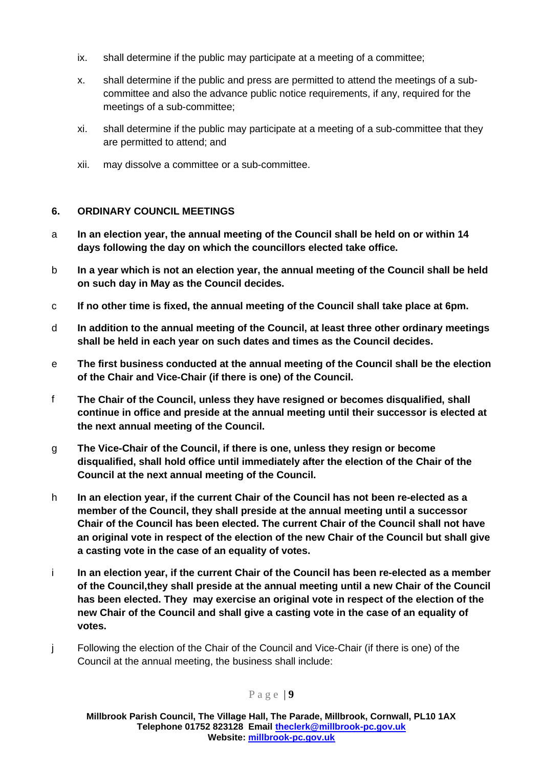ix. shall determine if the public may participate at a meeting of a committee;

x. shall determine if the public and press are permitted to attend the meetings of a sub-committee and also the advance public notice requirements, if any, required for the meetings of a sub-committee;

xi. shall determine if the public may participate at a meeting of a sub-committee that they are permitted to attend; and

xii. may dissolve a committee or a sub-committee.

## 6. ORDINARY COUNCIL MEETINGS

a **In an election year, the annual meeting of the Council shall be held on or within 14 days following the day on which the councillors elected take office.**

b **In a year which is not an election year, the annual meeting of the Council shall be held on such day in May as the Council decides.**

c **If no other time is fixed, the annual meeting of the Council shall take place at 6pm.**

d **In addition to the annual meeting of the Council, at least three other ordinary meetings shall be held in each year on such dates and times as the Council decides.**

e **The first business conducted at the annual meeting of the Council shall be the election of the Chair and Vice-Chair (if there is one) of the Council.**

f **The Chair of the Council, unless they have resigned or becomes disqualified, shall continue in office and preside at the annual meeting until their successor is elected at the next annual meeting of the Council.**

g **The Vice-Chair of the Council, if there is one, unless they resign or become disqualified, shall hold office until immediately after the election of the Chair of the Council at the next annual meeting of the Council.**

h **In an election year, if the current Chair of the Council has not been re-elected as a member of the Council, they shall preside at the annual meeting until a successor Chair of the Council has been elected. The current Chair of the Council shall not have an original vote in respect of the election of the new Chair of the Council but shall give a casting vote in the case of an equality of votes.**

i **In an election year, if the current Chair of the Council has been re-elected as a member of the Council,they shall preside at the annual meeting until a new Chair of the Council has been elected. They may exercise an original vote in respect of the election of the new Chair of the Council and shall give a casting vote in the case of an equality of votes.**

j Following the election of the Chair of the Council and Vice-Chair (if there is one) of the Council at the annual meeting, the business shall include: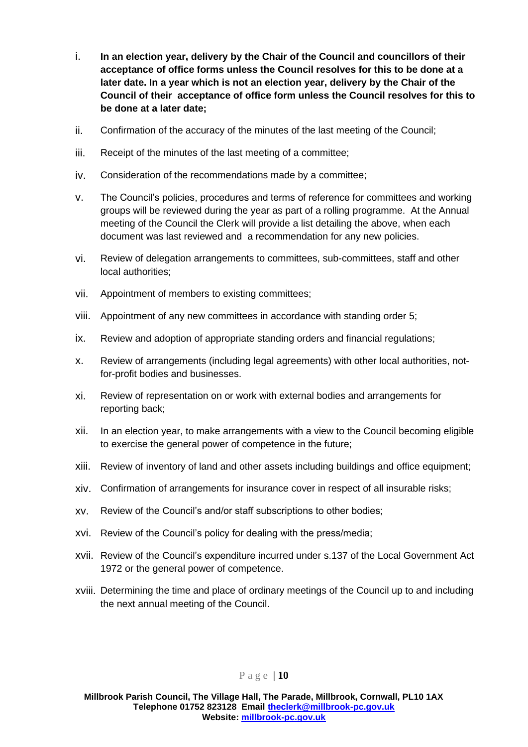i. **In an election year, delivery by the Chair of the Council and councillors of their acceptance of office forms unless the Council resolves for this to be done at a later date. In a year which is not an election year, delivery by the Chair of the Council of their acceptance of office form unless the Council resolves for this to be done at a later date;**

ii. Confirmation of the accuracy of the minutes of the last meeting of the Council;

iii. Receipt of the minutes of the last meeting of a committee;

iv. Consideration of the recommendations made by a committee;

v. The Council's policies, procedures and terms of reference for committees and working groups will be reviewed during the year as part of a rolling programme. At the Annual meeting of the Council the Clerk will provide a list detailing the above, when each document was last reviewed and a recommendation for any new policies.

vi. Review of delegation arrangements to committees, sub-committees, staff and other local authorities;

vii. Appointment of members to existing committees;

viii. Appointment of any new committees in accordance with standing order 5;

ix. Review and adoption of appropriate standing orders and financial regulations;

x. Review of arrangements (including legal agreements) with other local authorities, not-for-profit bodies and businesses.

xi. Review of representation on or work with external bodies and arrangements for reporting back;

xii. In an election year, to make arrangements with a view to the Council becoming eligible to exercise the general power of competence in the future;

xiii. Review of inventory of land and other assets including buildings and office equipment;

xiv. Confirmation of arrangements for insurance cover in respect of all insurable risks;

xv. Review of the Council's and/or staff subscriptions to other bodies;

xvi. Review of the Council's policy for dealing with the press/media;

xvii. Review of the Council's expenditure incurred under s.137 of the Local Government Act 1972 or the general power of competence.

xviii. Determining the time and place of ordinary meetings of the Council up to and including the next annual meeting of the Council.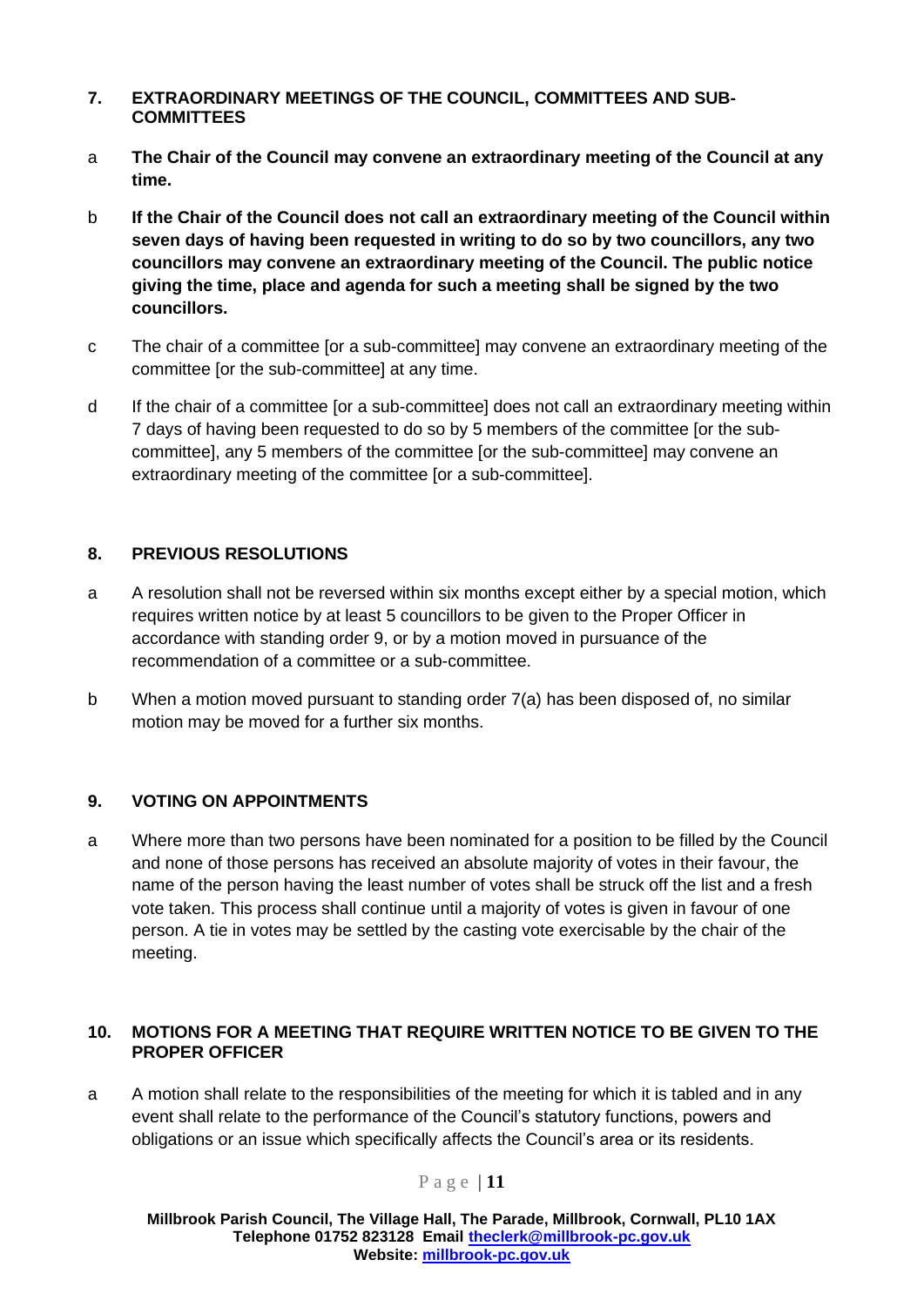## 7. EXTRAORDINARY MEETINGS OF THE COUNCIL, COMMITTEES AND SUB-COMMITTEES

a **The Chair of the Council may convene an extraordinary meeting of the Council at any time.**

b **If the Chair of the Council does not call an extraordinary meeting of the Council within seven days of having been requested in writing to do so by two councillors, any two councillors may convene an extraordinary meeting of the Council. The public notice giving the time, place and agenda for such a meeting shall be signed by the two councillors.**

c The chair of a committee [or a sub-committee] may convene an extraordinary meeting of the committee [or the sub-committee] at any time.

d If the chair of a committee [or a sub-committee] does not call an extraordinary meeting within 7 days of having been requested to do so by 5 members of the committee [or the sub-committee], any 5 members of the committee [or the sub-committee] may convene an extraordinary meeting of the committee [or a sub-committee].

## 8. PREVIOUS RESOLUTIONS

a A resolution shall not be reversed within six months except either by a special motion, which requires written notice by at least 5 councillors to be given to the Proper Officer in accordance with standing order 9, or by a motion moved in pursuance of the recommendation of a committee or a sub-committee.

b When a motion moved pursuant to standing order 7(a) has been disposed of, no similar motion may be moved for a further six months.

## 9. VOTING ON APPOINTMENTS

a Where more than two persons have been nominated for a position to be filled by the Council and none of those persons has received an absolute majority of votes in their favour, the name of the person having the least number of votes shall be struck off the list and a fresh vote taken. This process shall continue until a majority of votes is given in favour of one person. A tie in votes may be settled by the casting vote exercisable by the chair of the meeting.

## 10. MOTIONS FOR A MEETING THAT REQUIRE WRITTEN NOTICE TO BE GIVEN TO THE PROPER OFFICER

a A motion shall relate to the responsibilities of the meeting for which it is tabled and in any event shall relate to the performance of the Council's statutory functions, powers and obligations or an issue which specifically affects the Council's area or its residents.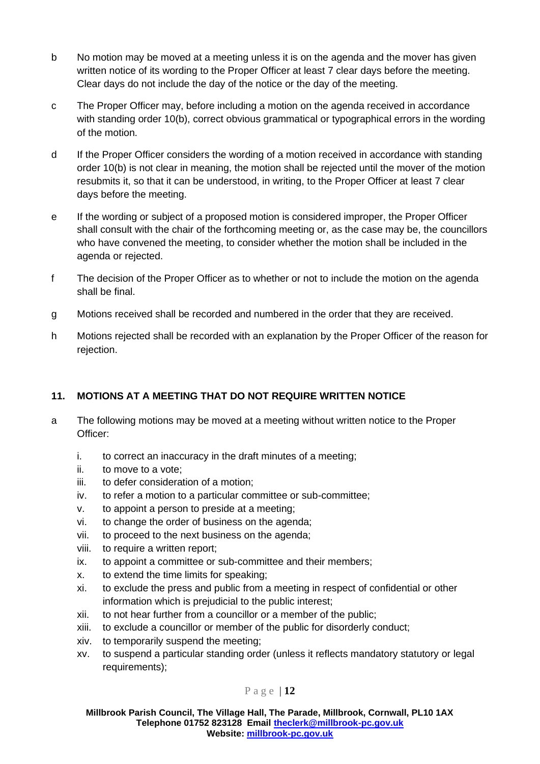b No motion may be moved at a meeting unless it is on the agenda and the mover has given written notice of its wording to the Proper Officer at least 7 clear days before the meeting. Clear days do not include the day of the notice or the day of the meeting.

c The Proper Officer may, before including a motion on the agenda received in accordance with standing order 10(b), correct obvious grammatical or typographical errors in the wording of the motion.

d If the Proper Officer considers the wording of a motion received in accordance with standing order 10(b) is not clear in meaning, the motion shall be rejected until the mover of the motion resubmits it, so that it can be understood, in writing, to the Proper Officer at least 7 clear days before the meeting.

e If the wording or subject of a proposed motion is considered improper, the Proper Officer shall consult with the chair of the forthcoming meeting or, as the case may be, the councillors who have convened the meeting, to consider whether the motion shall be included in the agenda or rejected.

f The decision of the Proper Officer as to whether or not to include the motion on the agenda shall be final.

g Motions received shall be recorded and numbered in the order that they are received.

h Motions rejected shall be recorded with an explanation by the Proper Officer of the reason for rejection.

### 11. MOTIONS AT A MEETING THAT DO NOT REQUIRE WRITTEN NOTICE

a The following motions may be moved at a meeting without written notice to the Proper Officer:

i. to correct an inaccuracy in the draft minutes of a meeting;
ii. to move to a vote;
iii. to defer consideration of a motion;
iv. to refer a motion to a particular committee or sub-committee;
v. to appoint a person to preside at a meeting;
vi. to change the order of business on the agenda;
vii. to proceed to the next business on the agenda;
viii. to require a written report;
ix. to appoint a committee or sub-committee and their members;
x. to extend the time limits for speaking;
xi. to exclude the press and public from a meeting in respect of confidential or other information which is prejudicial to the public interest;
xii. to not hear further from a councillor or a member of the public;
xiii. to exclude a councillor or member of the public for disorderly conduct;
xiv. to temporarily suspend the meeting;
xv. to suspend a particular standing order (unless it reflects mandatory statutory or legal requirements);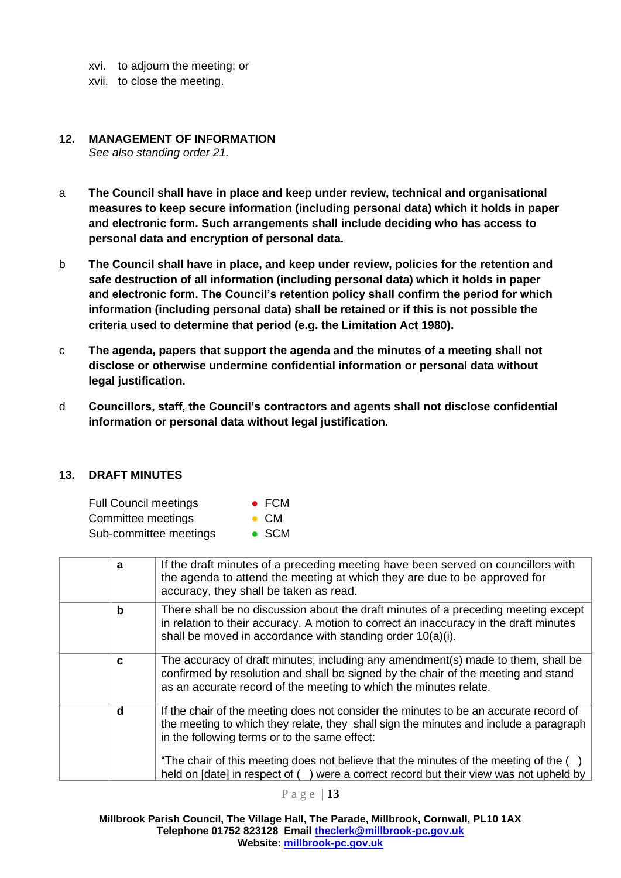xvi. to adjourn the meeting; or
xvii. to close the meeting.

## 12. MANAGEMENT OF INFORMATION

*See also standing order 21.*

a **The Council shall have in place and keep under review, technical and organisational measures to keep secure information (including personal data) which it holds in paper and electronic form. Such arrangements shall include deciding who has access to personal data and encryption of personal data.**

b **The Council shall have in place, and keep under review, policies for the retention and safe destruction of all information (including personal data) which it holds in paper and electronic form. The Council's retention policy shall confirm the period for which information (including personal data) shall be retained or if this is not possible the criteria used to determine that period (e.g. the Limitation Act 1980).**

c **The agenda, papers that support the agenda and the minutes of a meeting shall not disclose or otherwise undermine confidential information or personal data without legal justification.**

d **Councillors, staff, the Council's contractors and agents shall not disclose confidential information or personal data without legal justification.**

## 13. DRAFT MINUTES

Full Council meetings ● FCM
Committee meetings ● CM
Sub-committee meetings ● SCM

| | | |
|---|---|---|
| | **a** | If the draft minutes of a preceding meeting have been served on councillors with the agenda to attend the meeting at which they are due to be approved for accuracy, they shall be taken as read. |
| | **b** | There shall be no discussion about the draft minutes of a preceding meeting except in relation to their accuracy. A motion to correct an inaccuracy in the draft minutes shall be moved in accordance with standing order 10(a)(i). |
| | **c** | The accuracy of draft minutes, including any amendment(s) made to them, shall be confirmed by resolution and shall be signed by the chair of the meeting and stand as an accurate record of the meeting to which the minutes relate. |
| | **d** | If the chair of the meeting does not consider the minutes to be an accurate record of the meeting to which they relate, they shall sign the minutes and include a paragraph in the following terms or to the same effect:<br><br>"The chair of this meeting does not believe that the minutes of the meeting of the ( ) held on [date] in respect of ( ) were a correct record but their view was not upheld by |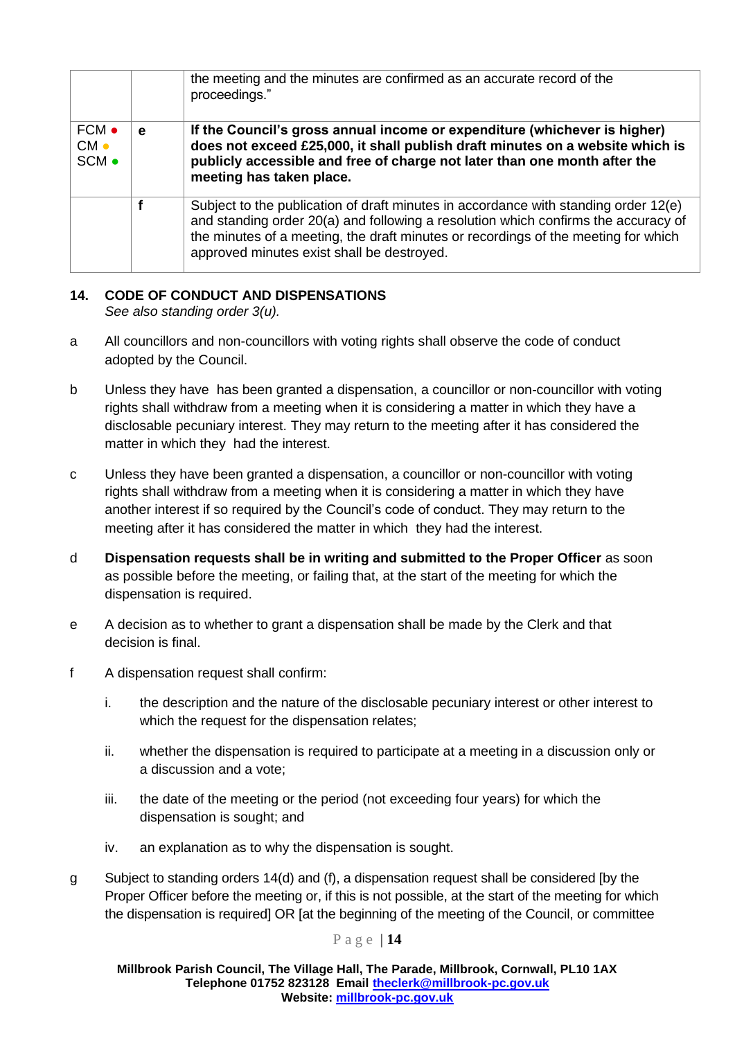| | | |
|---|---|---|
| | | the meeting and the minutes are confirmed as an accurate record of the proceedings." |
| FCM ● CM ● SCM ● | **e** | **If the Council's gross annual income or expenditure (whichever is higher) does not exceed £25,000, it shall publish draft minutes on a website which is publicly accessible and free of charge not later than one month after the meeting has taken place.** |
| | **f** | Subject to the publication of draft minutes in accordance with standing order 12(e) and standing order 20(a) and following a resolution which confirms the accuracy of the minutes of a meeting, the draft minutes or recordings of the meeting for which approved minutes exist shall be destroyed. |

## 14. CODE OF CONDUCT AND DISPENSATIONS

*See also standing order 3(u).*

a All councillors and non-councillors with voting rights shall observe the code of conduct adopted by the Council.

b Unless they have has been granted a dispensation, a councillor or non-councillor with voting rights shall withdraw from a meeting when it is considering a matter in which they have a disclosable pecuniary interest. They may return to the meeting after it has considered the matter in which they had the interest.

c Unless they have been granted a dispensation, a councillor or non-councillor with voting rights shall withdraw from a meeting when it is considering a matter in which they have another interest if so required by the Council's code of conduct. They may return to the meeting after it has considered the matter in which they had the interest.

d **Dispensation requests shall be in writing and submitted to the Proper Officer** as soon as possible before the meeting, or failing that, at the start of the meeting for which the dispensation is required.

e A decision as to whether to grant a dispensation shall be made by the Clerk and that decision is final.

f A dispensation request shall confirm:

i. the description and the nature of the disclosable pecuniary interest or other interest to which the request for the dispensation relates;

ii. whether the dispensation is required to participate at a meeting in a discussion only or a discussion and a vote;

iii. the date of the meeting or the period (not exceeding four years) for which the dispensation is sought; and

iv. an explanation as to why the dispensation is sought.

g Subject to standing orders 14(d) and (f), a dispensation request shall be considered [by the Proper Officer before the meeting or, if this is not possible, at the start of the meeting for which the dispensation is required] OR [at the beginning of the meeting of the Council, or committee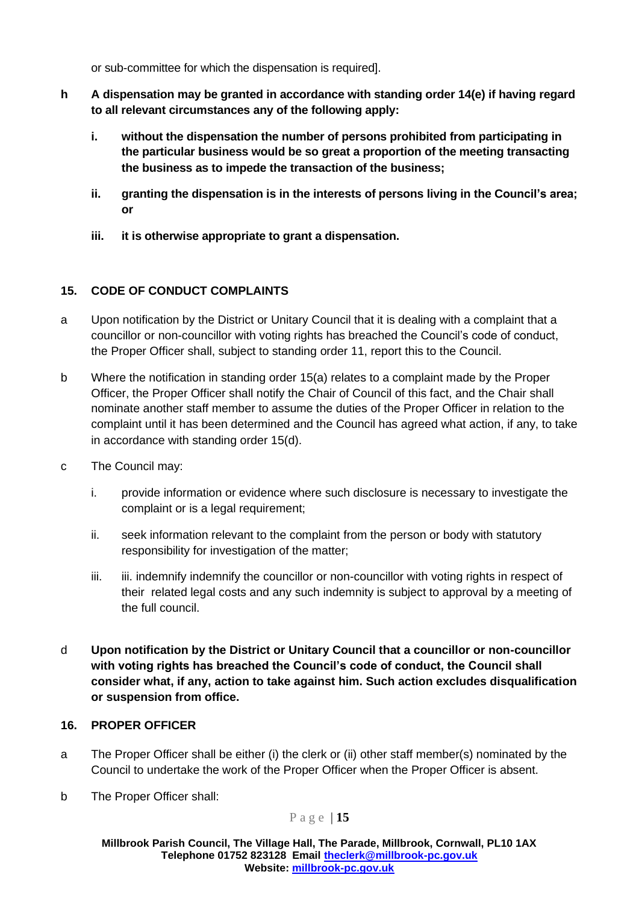or sub-committee for which the dispensation is required].

**h** **A dispensation may be granted in accordance with standing order 14(e) if having regard to all relevant circumstances any of the following apply:**

- **i.** **without the dispensation the number of persons prohibited from participating in the particular business would be so great a proportion of the meeting transacting the business as to impede the transaction of the business;**
- **ii.** **granting the dispensation is in the interests of persons living in the Council's area; or**
- **iii.** **it is otherwise appropriate to grant a dispensation.**

## 15. CODE OF CONDUCT COMPLAINTS

a Upon notification by the District or Unitary Council that it is dealing with a complaint that a councillor or non-councillor with voting rights has breached the Council's code of conduct, the Proper Officer shall, subject to standing order 11, report this to the Council.

b Where the notification in standing order 15(a) relates to a complaint made by the Proper Officer, the Proper Officer shall notify the Chair of Council of this fact, and the Chair shall nominate another staff member to assume the duties of the Proper Officer in relation to the complaint until it has been determined and the Council has agreed what action, if any, to take in accordance with standing order 15(d).

c The Council may:

- i. provide information or evidence where such disclosure is necessary to investigate the complaint or is a legal requirement;
- ii. seek information relevant to the complaint from the person or body with statutory responsibility for investigation of the matter;
- iii. iii. indemnify indemnify the councillor or non-councillor with voting rights in respect of their related legal costs and any such indemnity is subject to approval by a meeting of the full council.

d **Upon notification by the District or Unitary Council that a councillor or non-councillor with voting rights has breached the Council's code of conduct, the Council shall consider what, if any, action to take against him. Such action excludes disqualification or suspension from office.**

## 16. PROPER OFFICER

a The Proper Officer shall be either (i) the clerk or (ii) other staff member(s) nominated by the Council to undertake the work of the Proper Officer when the Proper Officer is absent.

b The Proper Officer shall: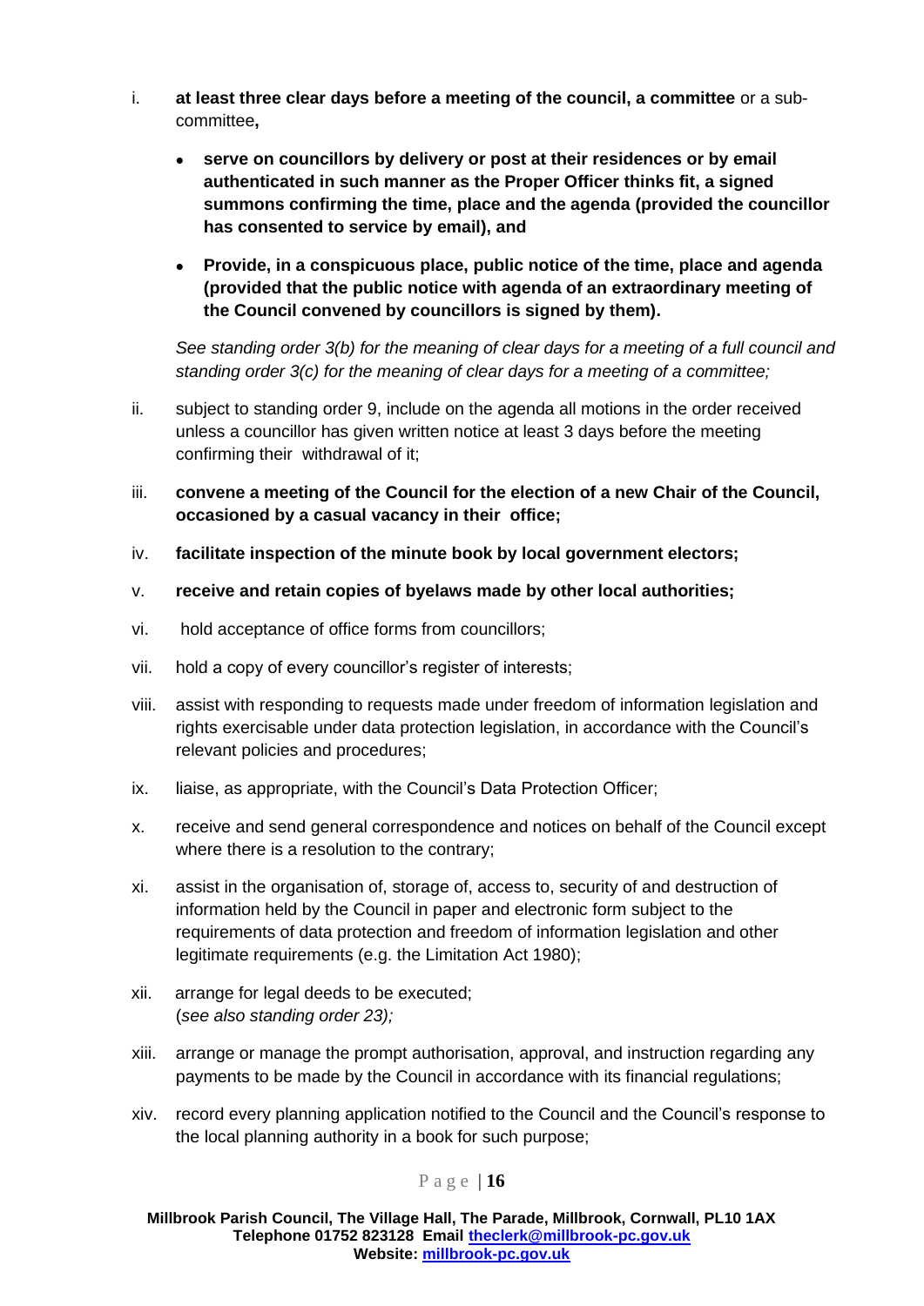i. **at least three clear days before a meeting of the council, a committee** or a sub-committee**,**

   - **serve on councillors by delivery or post at their residences or by email authenticated in such manner as the Proper Officer thinks fit, a signed summons confirming the time, place and the agenda (provided the councillor has consented to service by email), and**
   - **Provide, in a conspicuous place, public notice of the time, place and agenda (provided that the public notice with agenda of an extraordinary meeting of the Council convened by councillors is signed by them).**

   *See standing order 3(b) for the meaning of clear days for a meeting of a full council and standing order 3(c) for the meaning of clear days for a meeting of a committee;*

ii. subject to standing order 9, include on the agenda all motions in the order received unless a councillor has given written notice at least 3 days before the meeting confirming their withdrawal of it;

iii. **convene a meeting of the Council for the election of a new Chair of the Council, occasioned by a casual vacancy in their office;**

iv. **facilitate inspection of the minute book by local government electors;**

v. **receive and retain copies of byelaws made by other local authorities;**

vi. hold acceptance of office forms from councillors;

vii. hold a copy of every councillor's register of interests;

viii. assist with responding to requests made under freedom of information legislation and rights exercisable under data protection legislation, in accordance with the Council's relevant policies and procedures;

ix. liaise, as appropriate, with the Council's Data Protection Officer;

x. receive and send general correspondence and notices on behalf of the Council except where there is a resolution to the contrary;

xi. assist in the organisation of, storage of, access to, security of and destruction of information held by the Council in paper and electronic form subject to the requirements of data protection and freedom of information legislation and other legitimate requirements (e.g. the Limitation Act 1980);

xii. arrange for legal deeds to be executed;
(*see also standing order 23);*

xiii. arrange or manage the prompt authorisation, approval, and instruction regarding any payments to be made by the Council in accordance with its financial regulations;

xiv. record every planning application notified to the Council and the Council's response to the local planning authority in a book for such purpose;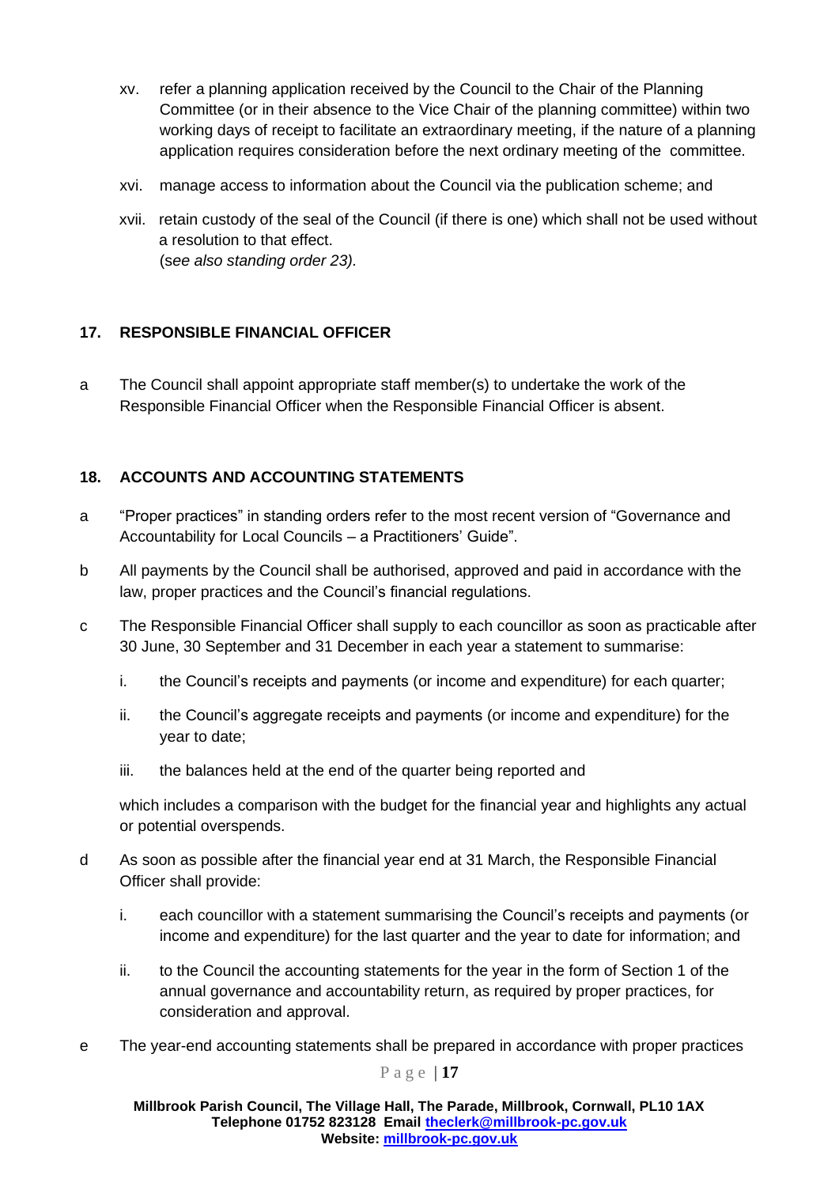xv. refer a planning application received by the Council to the Chair of the Planning Committee (or in their absence to the Vice Chair of the planning committee) within two working days of receipt to facilitate an extraordinary meeting, if the nature of a planning application requires consideration before the next ordinary meeting of the committee.

xvi. manage access to information about the Council via the publication scheme; and

xvii. retain custody of the seal of the Council (if there is one) which shall not be used without a resolution to that effect.
(s*ee also standing order 23).*

## 17. RESPONSIBLE FINANCIAL OFFICER

a The Council shall appoint appropriate staff member(s) to undertake the work of the Responsible Financial Officer when the Responsible Financial Officer is absent.

## 18. ACCOUNTS AND ACCOUNTING STATEMENTS

a "Proper practices" in standing orders refer to the most recent version of "Governance and Accountability for Local Councils – a Practitioners' Guide".

b All payments by the Council shall be authorised, approved and paid in accordance with the law, proper practices and the Council's financial regulations.

c The Responsible Financial Officer shall supply to each councillor as soon as practicable after 30 June, 30 September and 31 December in each year a statement to summarise:

i. the Council's receipts and payments (or income and expenditure) for each quarter;

ii. the Council's aggregate receipts and payments (or income and expenditure) for the year to date;

iii. the balances held at the end of the quarter being reported and

which includes a comparison with the budget for the financial year and highlights any actual or potential overspends.

d As soon as possible after the financial year end at 31 March, the Responsible Financial Officer shall provide:

i. each councillor with a statement summarising the Council's receipts and payments (or income and expenditure) for the last quarter and the year to date for information; and

ii. to the Council the accounting statements for the year in the form of Section 1 of the annual governance and accountability return, as required by proper practices, for consideration and approval.

e The year-end accounting statements shall be prepared in accordance with proper practices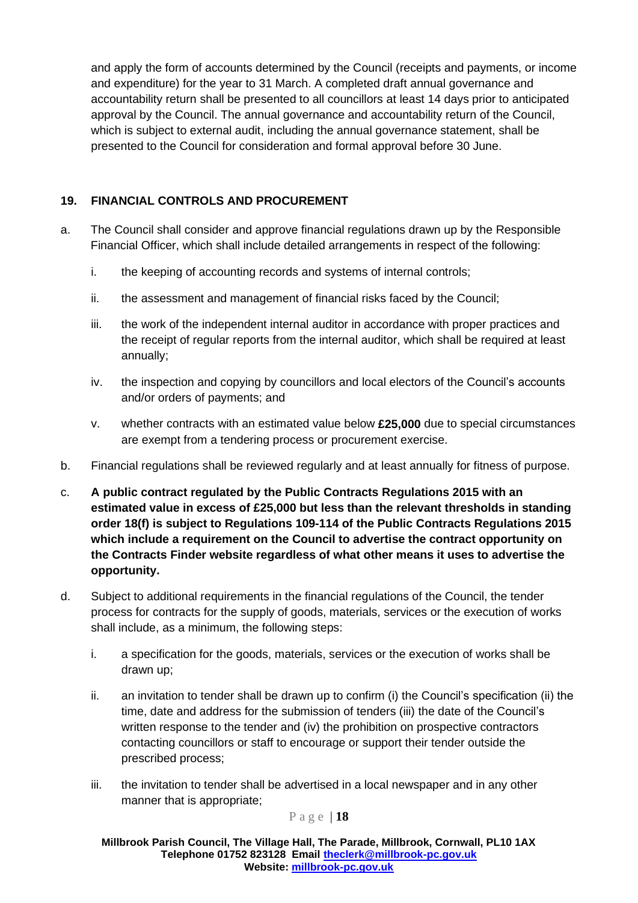and apply the form of accounts determined by the Council (receipts and payments, or income and expenditure) for the year to 31 March. A completed draft annual governance and accountability return shall be presented to all councillors at least 14 days prior to anticipated approval by the Council. The annual governance and accountability return of the Council, which is subject to external audit, including the annual governance statement, shall be presented to the Council for consideration and formal approval before 30 June.

## 19. FINANCIAL CONTROLS AND PROCUREMENT

a. The Council shall consider and approve financial regulations drawn up by the Responsible Financial Officer, which shall include detailed arrangements in respect of the following:

   i. the keeping of accounting records and systems of internal controls;

   ii. the assessment and management of financial risks faced by the Council;

   iii. the work of the independent internal auditor in accordance with proper practices and the receipt of regular reports from the internal auditor, which shall be required at least annually;

   iv. the inspection and copying by councillors and local electors of the Council's accounts and/or orders of payments; and

   v. whether contracts with an estimated value below **£25,000** due to special circumstances are exempt from a tendering process or procurement exercise.

b. Financial regulations shall be reviewed regularly and at least annually for fitness of purpose.

c. **A public contract regulated by the Public Contracts Regulations 2015 with an estimated value in excess of £25,000 but less than the relevant thresholds in standing order 18(f) is subject to Regulations 109-114 of the Public Contracts Regulations 2015 which include a requirement on the Council to advertise the contract opportunity on the Contracts Finder website regardless of what other means it uses to advertise the opportunity.**

d. Subject to additional requirements in the financial regulations of the Council, the tender process for contracts for the supply of goods, materials, services or the execution of works shall include, as a minimum, the following steps:

   i. a specification for the goods, materials, services or the execution of works shall be drawn up;

   ii. an invitation to tender shall be drawn up to confirm (i) the Council's specification (ii) the time, date and address for the submission of tenders (iii) the date of the Council's written response to the tender and (iv) the prohibition on prospective contractors contacting councillors or staff to encourage or support their tender outside the prescribed process;

   iii. the invitation to tender shall be advertised in a local newspaper and in any other manner that is appropriate;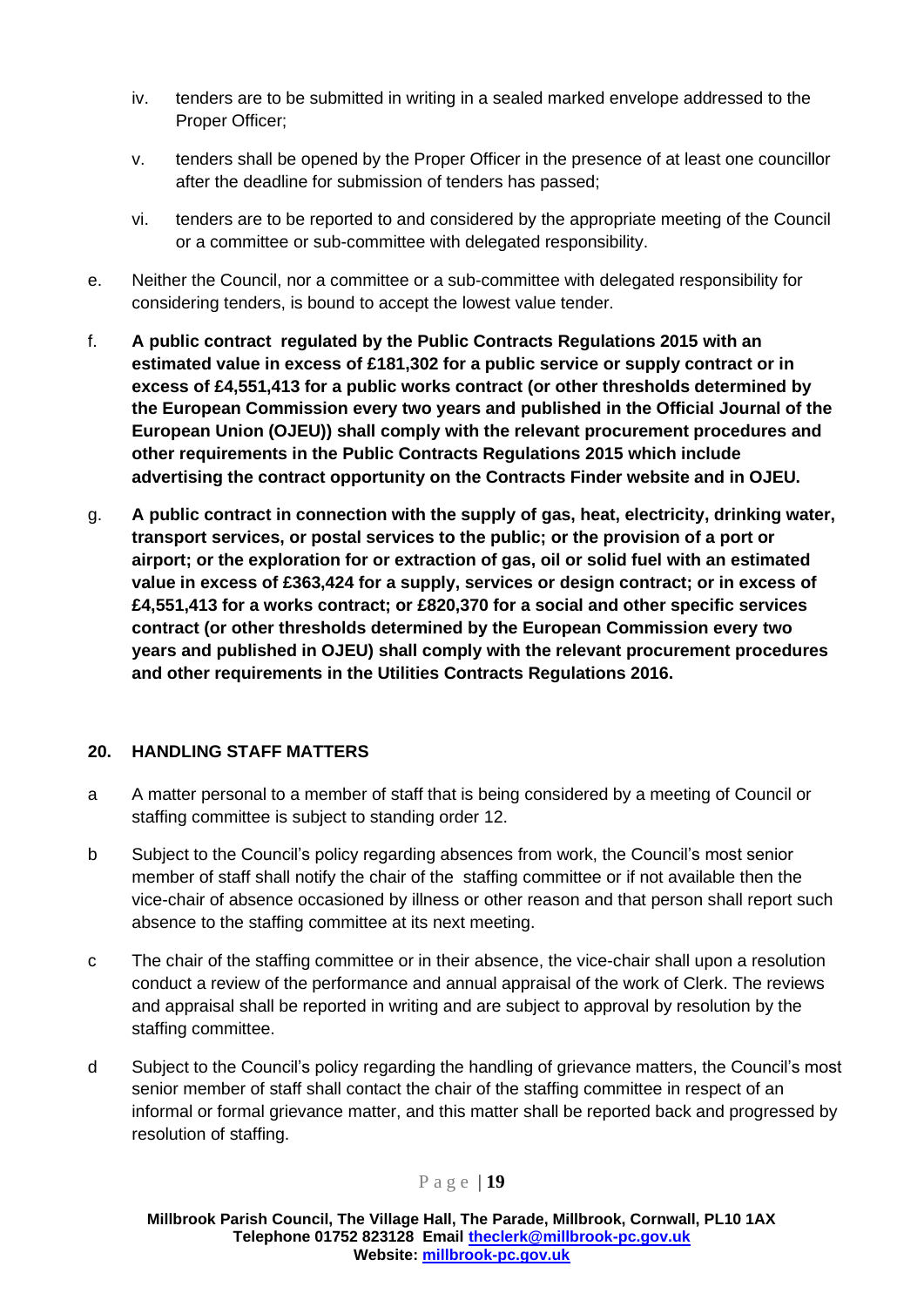iv. tenders are to be submitted in writing in a sealed marked envelope addressed to the Proper Officer;

v. tenders shall be opened by the Proper Officer in the presence of at least one councillor after the deadline for submission of tenders has passed;

vi. tenders are to be reported to and considered by the appropriate meeting of the Council or a committee or sub-committee with delegated responsibility.

e. Neither the Council, nor a committee or a sub-committee with delegated responsibility for considering tenders, is bound to accept the lowest value tender.

f. **A public contract regulated by the Public Contracts Regulations 2015 with an estimated value in excess of £181,302 for a public service or supply contract or in excess of £4,551,413 for a public works contract (or other thresholds determined by the European Commission every two years and published in the Official Journal of the European Union (OJEU)) shall comply with the relevant procurement procedures and other requirements in the Public Contracts Regulations 2015 which include advertising the contract opportunity on the Contracts Finder website and in OJEU.**

g. **A public contract in connection with the supply of gas, heat, electricity, drinking water, transport services, or postal services to the public; or the provision of a port or airport; or the exploration for or extraction of gas, oil or solid fuel with an estimated value in excess of £363,424 for a supply, services or design contract; or in excess of £4,551,413 for a works contract; or £820,370 for a social and other specific services contract (or other thresholds determined by the European Commission every two years and published in OJEU) shall comply with the relevant procurement procedures and other requirements in the Utilities Contracts Regulations 2016.**

## 20. HANDLING STAFF MATTERS

a A matter personal to a member of staff that is being considered by a meeting of Council or staffing committee is subject to standing order 12.

b Subject to the Council's policy regarding absences from work, the Council's most senior member of staff shall notify the chair of the staffing committee or if not available then the vice-chair of absence occasioned by illness or other reason and that person shall report such absence to the staffing committee at its next meeting.

c The chair of the staffing committee or in their absence, the vice-chair shall upon a resolution conduct a review of the performance and annual appraisal of the work of Clerk. The reviews and appraisal shall be reported in writing and are subject to approval by resolution by the staffing committee.

d Subject to the Council's policy regarding the handling of grievance matters, the Council's most senior member of staff shall contact the chair of the staffing committee in respect of an informal or formal grievance matter, and this matter shall be reported back and progressed by resolution of staffing.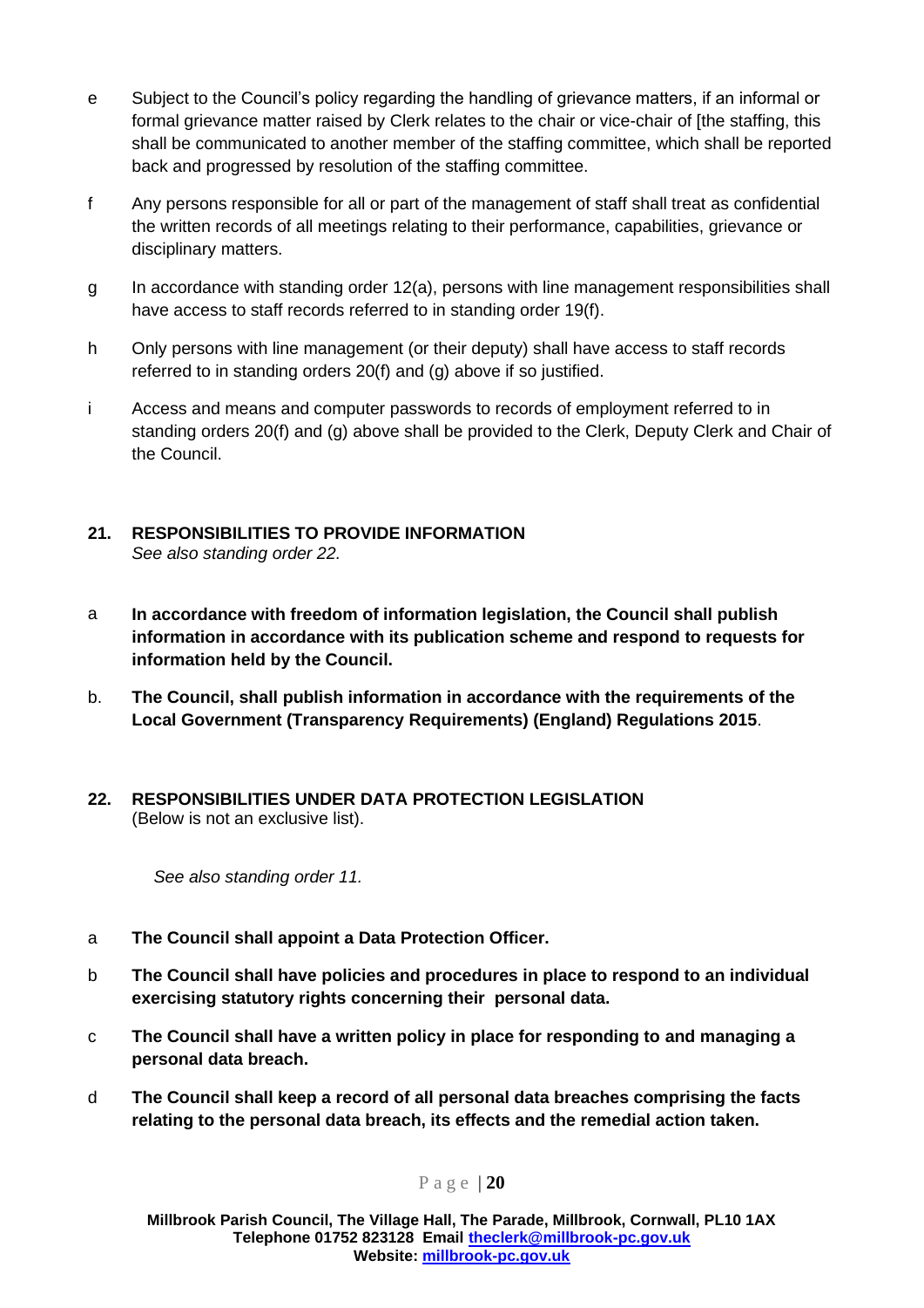e Subject to the Council's policy regarding the handling of grievance matters, if an informal or formal grievance matter raised by Clerk relates to the chair or vice-chair of [the staffing, this shall be communicated to another member of the staffing committee, which shall be reported back and progressed by resolution of the staffing committee.

f Any persons responsible for all or part of the management of staff shall treat as confidential the written records of all meetings relating to their performance, capabilities, grievance or disciplinary matters.

g In accordance with standing order 12(a), persons with line management responsibilities shall have access to staff records referred to in standing order 19(f).

h Only persons with line management (or their deputy) shall have access to staff records referred to in standing orders 20(f) and (g) above if so justified.

i Access and means and computer passwords to records of employment referred to in standing orders 20(f) and (g) above shall be provided to the Clerk, Deputy Clerk and Chair of the Council.

## 21. RESPONSIBILITIES TO PROVIDE INFORMATION

*See also standing order 22.*

a **In accordance with freedom of information legislation, the Council shall publish information in accordance with its publication scheme and respond to requests for information held by the Council.**

b. **The Council, shall publish information in accordance with the requirements of the Local Government (Transparency Requirements) (England) Regulations 2015**.

## 22. RESPONSIBILITIES UNDER DATA PROTECTION LEGISLATION

(Below is not an exclusive list).

*See also standing order 11.*

a **The Council shall appoint a Data Protection Officer.**

b **The Council shall have policies and procedures in place to respond to an individual exercising statutory rights concerning their personal data.**

c **The Council shall have a written policy in place for responding to and managing a personal data breach.**

d **The Council shall keep a record of all personal data breaches comprising the facts relating to the personal data breach, its effects and the remedial action taken.**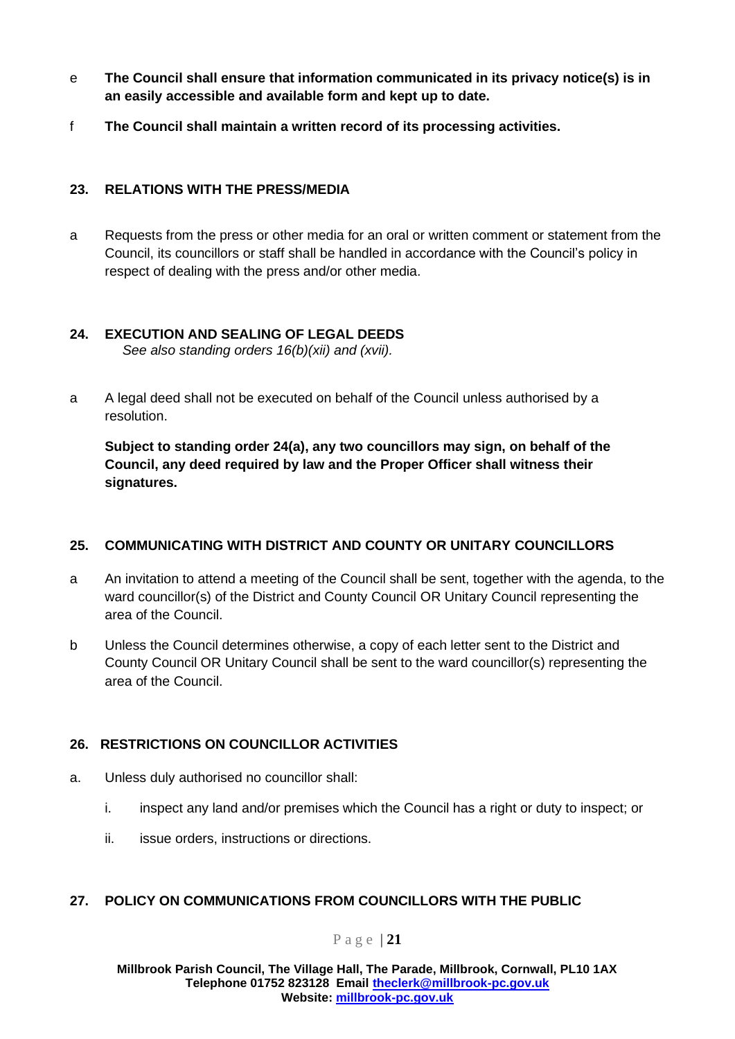e **The Council shall ensure that information communicated in its privacy notice(s) is in an easily accessible and available form and kept up to date.**

f **The Council shall maintain a written record of its processing activities.**

## 23. RELATIONS WITH THE PRESS/MEDIA

a Requests from the press or other media for an oral or written comment or statement from the Council, its councillors or staff shall be handled in accordance with the Council's policy in respect of dealing with the press and/or other media.

## 24. EXECUTION AND SEALING OF LEGAL DEEDS

*See also standing orders 16(b)(xii) and (xvii).*

a A legal deed shall not be executed on behalf of the Council unless authorised by a resolution.

**Subject to standing order 24(a), any two councillors may sign, on behalf of the Council, any deed required by law and the Proper Officer shall witness their signatures.**

## 25. COMMUNICATING WITH DISTRICT AND COUNTY OR UNITARY COUNCILLORS

a An invitation to attend a meeting of the Council shall be sent, together with the agenda, to the ward councillor(s) of the District and County Council OR Unitary Council representing the area of the Council.

b Unless the Council determines otherwise, a copy of each letter sent to the District and County Council OR Unitary Council shall be sent to the ward councillor(s) representing the area of the Council.

## 26. RESTRICTIONS ON COUNCILLOR ACTIVITIES

a. Unless duly authorised no councillor shall:

   i. inspect any land and/or premises which the Council has a right or duty to inspect; or

   ii. issue orders, instructions or directions.

## 27. POLICY ON COMMUNICATIONS FROM COUNCILLORS WITH THE PUBLIC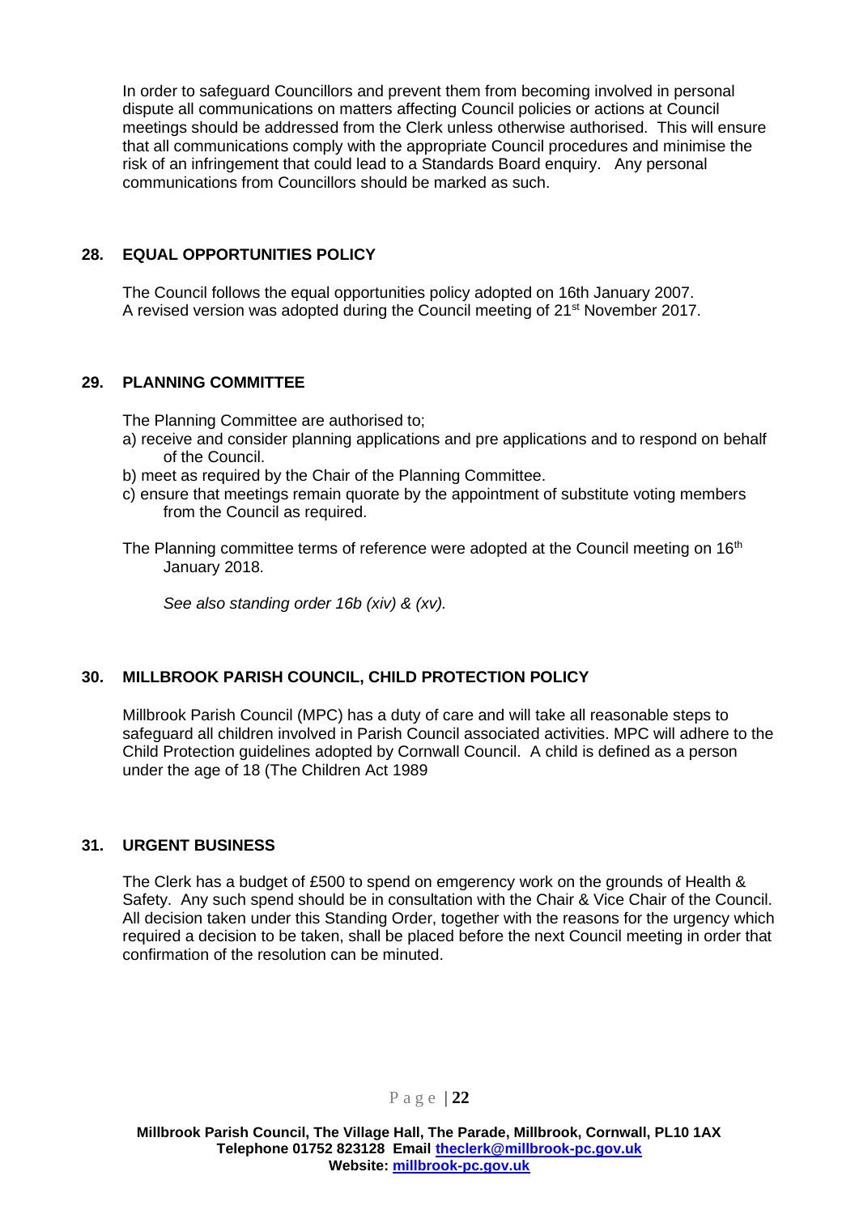In order to safeguard Councillors and prevent them from becoming involved in personal dispute all communications on matters affecting Council policies or actions at Council meetings should be addressed from the Clerk unless otherwise authorised. This will ensure that all communications comply with the appropriate Council procedures and minimise the risk of an infringement that could lead to a Standards Board enquiry. Any personal communications from Councillors should be marked as such.

## 28. EQUAL OPPORTUNITIES POLICY

The Council follows the equal opportunities policy adopted on 16th January 2007. A revised version was adopted during the Council meeting of 21st November 2017.

## 29. PLANNING COMMITTEE

The Planning Committee are authorised to;

a) receive and consider planning applications and pre applications and to respond on behalf of the Council.
b) meet as required by the Chair of the Planning Committee.
c) ensure that meetings remain quorate by the appointment of substitute voting members from the Council as required.

The Planning committee terms of reference were adopted at the Council meeting on 16th January 2018.

*See also standing order 16b (xiv) & (xv).*

## 30. MILLBROOK PARISH COUNCIL, CHILD PROTECTION POLICY

Millbrook Parish Council (MPC) has a duty of care and will take all reasonable steps to safeguard all children involved in Parish Council associated activities. MPC will adhere to the Child Protection guidelines adopted by Cornwall Council. A child is defined as a person under the age of 18 (The Children Act 1989

## 31. URGENT BUSINESS

The Clerk has a budget of £500 to spend on emgerency work on the grounds of Health & Safety. Any such spend should be in consultation with the Chair & Vice Chair of the Council. All decision taken under this Standing Order, together with the reasons for the urgency which required a decision to be taken, shall be placed before the next Council meeting in order that confirmation of the resolution can be minuted.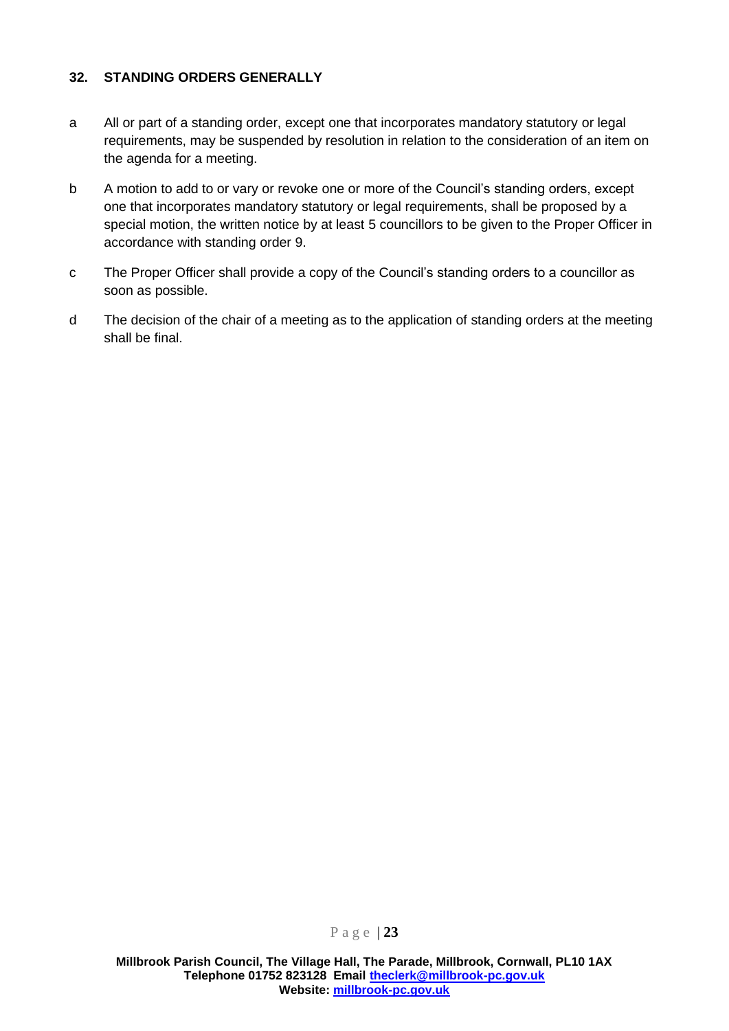## 32. STANDING ORDERS GENERALLY

a All or part of a standing order, except one that incorporates mandatory statutory or legal requirements, may be suspended by resolution in relation to the consideration of an item on the agenda for a meeting.

b A motion to add to or vary or revoke one or more of the Council's standing orders, except one that incorporates mandatory statutory or legal requirements, shall be proposed by a special motion, the written notice by at least 5 councillors to be given to the Proper Officer in accordance with standing order 9.

c The Proper Officer shall provide a copy of the Council's standing orders to a councillor as soon as possible.

d The decision of the chair of a meeting as to the application of standing orders at the meeting shall be final.